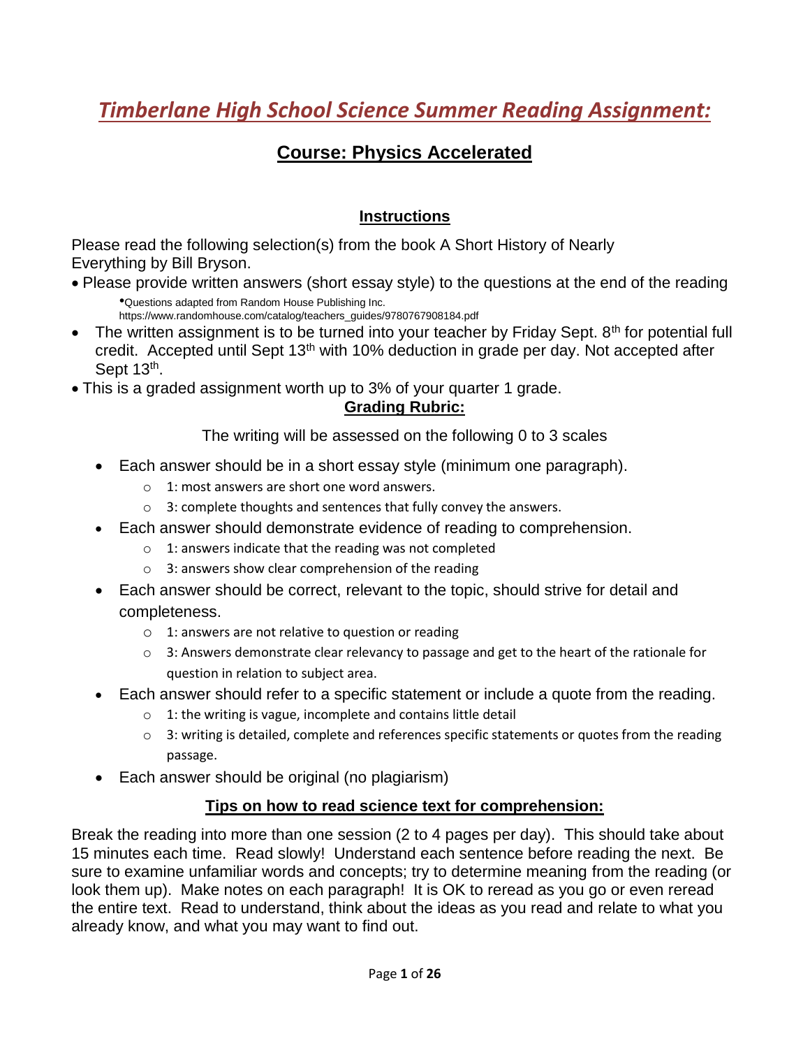# *Timberlane High School Science Summer Reading Assignment:*

## Course: Physics Accelerated

### Instructions

Please read the following selection(s) from the book A Short History of Nearly Everything by Bill Bryson.

- Please provide written answers (short essay style) to the questions at the end of the reading
  - Questions adapted from Random House Publishing Inc. https://www.randomhouse.com/catalog/teachers_guides/9780767908184.pdf
- The written assignment is to be turned into your teacher by Friday Sept. 8th for potential full credit. Accepted until Sept 13th with 10% deduction in grade per day. Not accepted after Sept 13th.
- This is a graded assignment worth up to 3% of your quarter 1 grade.

### Grading Rubric:

The writing will be assessed on the following 0 to 3 scales

- Each answer should be in a short essay style (minimum one paragraph).
  - 1: most answers are short one word answers.
  - 3: complete thoughts and sentences that fully convey the answers.
- Each answer should demonstrate evidence of reading to comprehension.
  - 1: answers indicate that the reading was not completed
  - 3: answers show clear comprehension of the reading
- Each answer should be correct, relevant to the topic, should strive for detail and completeness.
  - 1: answers are not relative to question or reading
  - 3: Answers demonstrate clear relevancy to passage and get to the heart of the rationale for question in relation to subject area.
- Each answer should refer to a specific statement or include a quote from the reading.
  - 1: the writing is vague, incomplete and contains little detail
  - 3: writing is detailed, complete and references specific statements or quotes from the reading passage.
- Each answer should be original (no plagiarism)

### Tips on how to read science text for comprehension:

Break the reading into more than one session (2 to 4 pages per day). This should take about 15 minutes each time. Read slowly! Understand each sentence before reading the next. Be sure to examine unfamiliar words and concepts; try to determine meaning from the reading (or look them up). Make notes on each paragraph! It is OK to reread as you go or even reread the entire text. Read to understand, think about the ideas as you read and relate to what you already know, and what you may want to find out.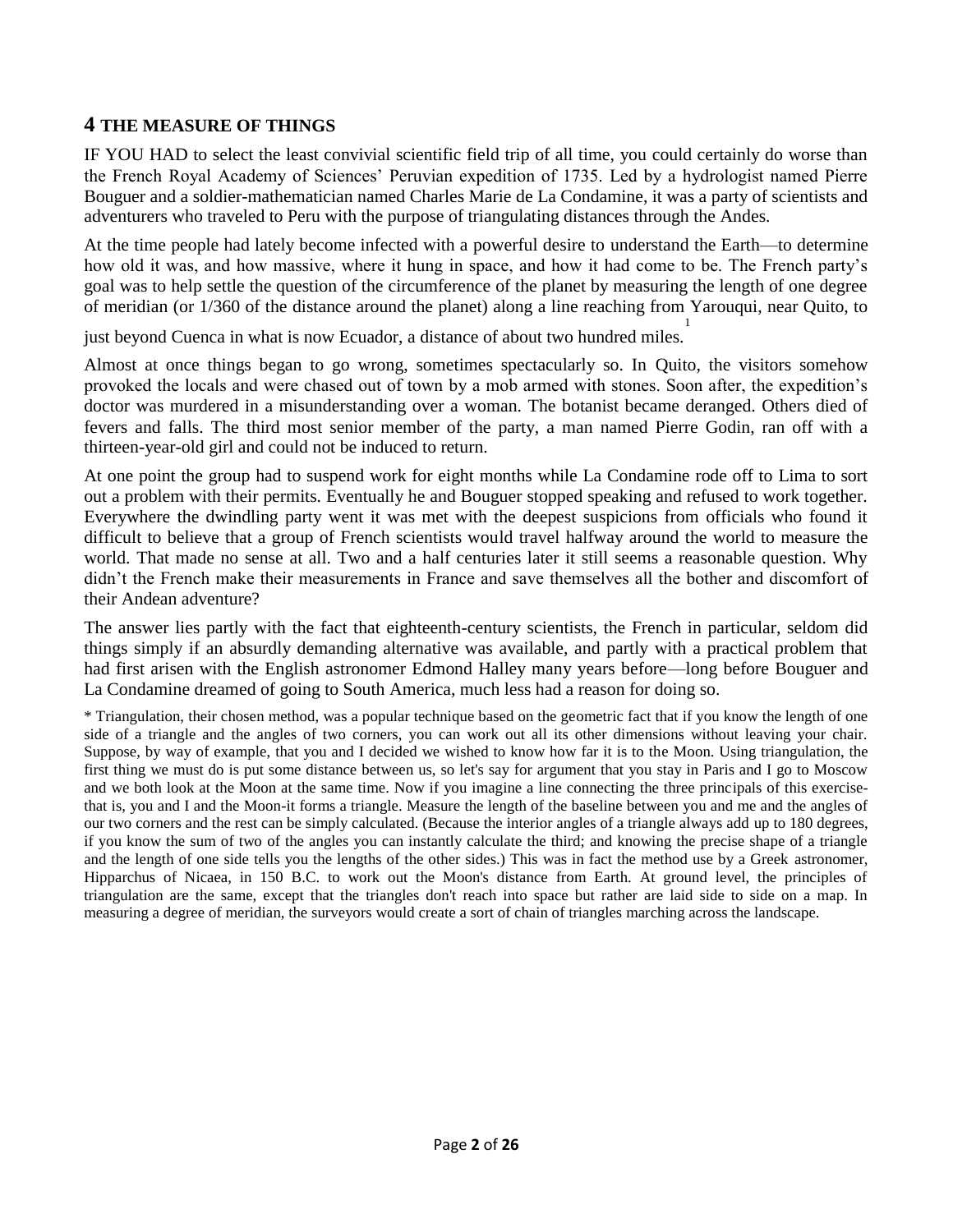## 4 THE MEASURE OF THINGS

IF YOU HAD to select the least convivial scientific field trip of all time, you could certainly do worse than the French Royal Academy of Sciences' Peruvian expedition of 1735. Led by a hydrologist named Pierre Bouguer and a soldier-mathematician named Charles Marie de La Condamine, it was a party of scientists and adventurers who traveled to Peru with the purpose of triangulating distances through the Andes.

At the time people had lately become infected with a powerful desire to understand the Earth—to determine how old it was, and how massive, where it hung in space, and how it had come to be. The French party's goal was to help settle the question of the circumference of the planet by measuring the length of one degree of meridian (or 1/360 of the distance around the planet) along a line reaching from Yarouqui, near Quito, to just beyond Cuenca in what is now Ecuador, a distance of about two hundred miles.[1]

Almost at once things began to go wrong, sometimes spectacularly so. In Quito, the visitors somehow provoked the locals and were chased out of town by a mob armed with stones. Soon after, the expedition's doctor was murdered in a misunderstanding over a woman. The botanist became deranged. Others died of fevers and falls. The third most senior member of the party, a man named Pierre Godin, ran off with a thirteen-year-old girl and could not be induced to return.

At one point the group had to suspend work for eight months while La Condamine rode off to Lima to sort out a problem with their permits. Eventually he and Bouguer stopped speaking and refused to work together. Everywhere the dwindling party went it was met with the deepest suspicions from officials who found it difficult to believe that a group of French scientists would travel halfway around the world to measure the world. That made no sense at all. Two and a half centuries later it still seems a reasonable question. Why didn't the French make their measurements in France and save themselves all the bother and discomfort of their Andean adventure?

The answer lies partly with the fact that eighteenth-century scientists, the French in particular, seldom did things simply if an absurdly demanding alternative was available, and partly with a practical problem that had first arisen with the English astronomer Edmond Halley many years before—long before Bouguer and La Condamine dreamed of going to South America, much less had a reason for doing so.

* Triangulation, their chosen method, was a popular technique based on the geometric fact that if you know the length of one side of a triangle and the angles of two corners, you can work out all its other dimensions without leaving your chair. Suppose, by way of example, that you and I decided we wished to know how far it is to the Moon. Using triangulation, the first thing we must do is put some distance between us, so let's say for argument that you stay in Paris and I go to Moscow and we both look at the Moon at the same time. Now if you imagine a line connecting the three principals of this exercise-that is, you and I and the Moon-it forms a triangle. Measure the length of the baseline between you and me and the angles of our two corners and the rest can be simply calculated. (Because the interior angles of a triangle always add up to 180 degrees, if you know the sum of two of the angles you can instantly calculate the third; and knowing the precise shape of a triangle and the length of one side tells you the lengths of the other sides.) This was in fact the method use by a Greek astronomer, Hipparchus of Nicaea, in 150 B.C. to work out the Moon's distance from Earth. At ground level, the principles of triangulation are the same, except that the triangles don't reach into space but rather are laid side to side on a map. In measuring a degree of meridian, the surveyors would create a sort of chain of triangles marching across the landscape.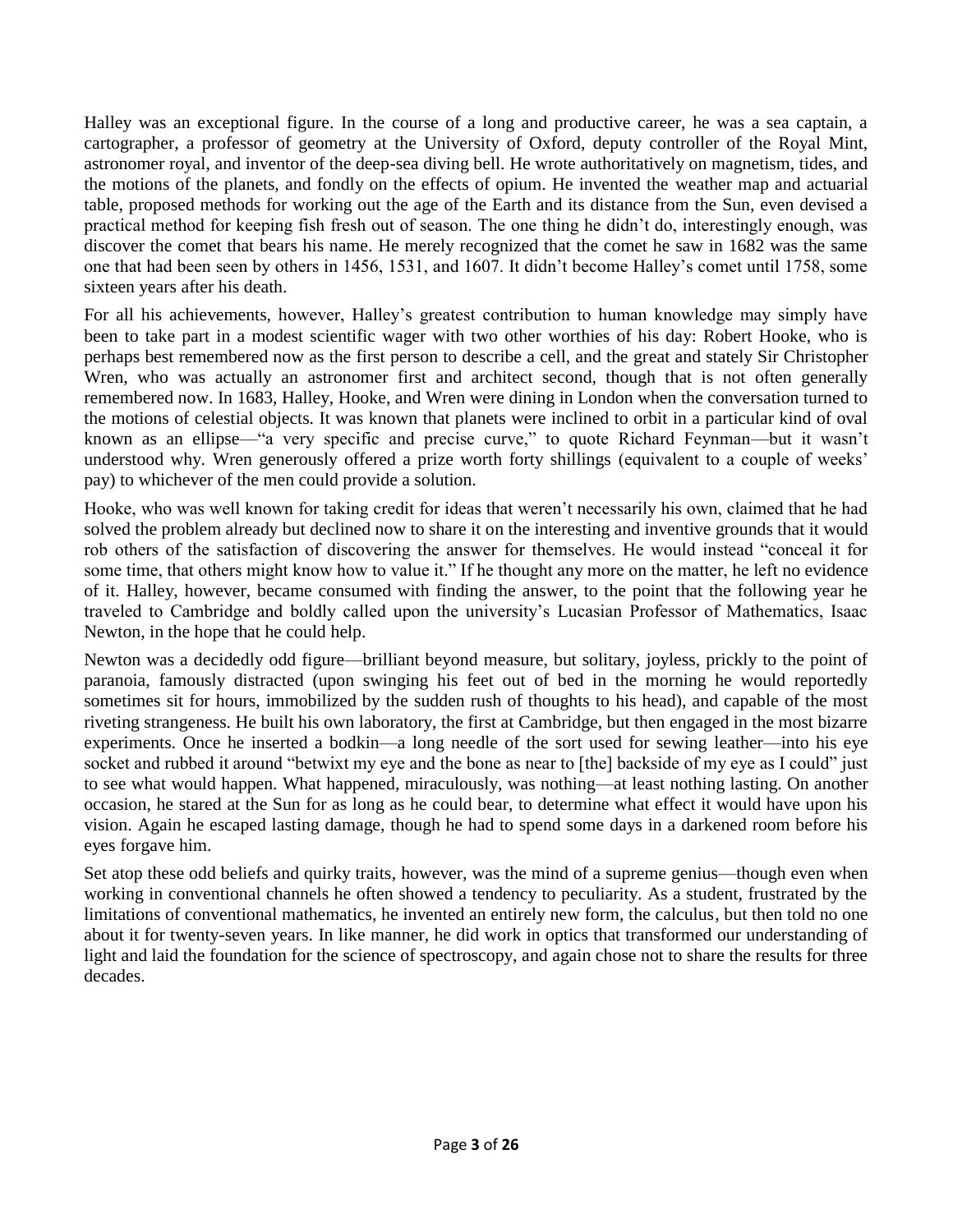Halley was an exceptional figure. In the course of a long and productive career, he was a sea captain, a cartographer, a professor of geometry at the University of Oxford, deputy controller of the Royal Mint, astronomer royal, and inventor of the deep-sea diving bell. He wrote authoritatively on magnetism, tides, and the motions of the planets, and fondly on the effects of opium. He invented the weather map and actuarial table, proposed methods for working out the age of the Earth and its distance from the Sun, even devised a practical method for keeping fish fresh out of season. The one thing he didn't do, interestingly enough, was discover the comet that bears his name. He merely recognized that the comet he saw in 1682 was the same one that had been seen by others in 1456, 1531, and 1607. It didn't become Halley's comet until 1758, some sixteen years after his death.

For all his achievements, however, Halley's greatest contribution to human knowledge may simply have been to take part in a modest scientific wager with two other worthies of his day: Robert Hooke, who is perhaps best remembered now as the first person to describe a cell, and the great and stately Sir Christopher Wren, who was actually an astronomer first and architect second, though that is not often generally remembered now. In 1683, Halley, Hooke, and Wren were dining in London when the conversation turned to the motions of celestial objects. It was known that planets were inclined to orbit in a particular kind of oval known as an ellipse—"a very specific and precise curve," to quote Richard Feynman—but it wasn't understood why. Wren generously offered a prize worth forty shillings (equivalent to a couple of weeks' pay) to whichever of the men could provide a solution.

Hooke, who was well known for taking credit for ideas that weren't necessarily his own, claimed that he had solved the problem already but declined now to share it on the interesting and inventive grounds that it would rob others of the satisfaction of discovering the answer for themselves. He would instead "conceal it for some time, that others might know how to value it." If he thought any more on the matter, he left no evidence of it. Halley, however, became consumed with finding the answer, to the point that the following year he traveled to Cambridge and boldly called upon the university's Lucasian Professor of Mathematics, Isaac Newton, in the hope that he could help.

Newton was a decidedly odd figure—brilliant beyond measure, but solitary, joyless, prickly to the point of paranoia, famously distracted (upon swinging his feet out of bed in the morning he would reportedly sometimes sit for hours, immobilized by the sudden rush of thoughts to his head), and capable of the most riveting strangeness. He built his own laboratory, the first at Cambridge, but then engaged in the most bizarre experiments. Once he inserted a bodkin—a long needle of the sort used for sewing leather—into his eye socket and rubbed it around "betwixt my eye and the bone as near to [the] backside of my eye as I could" just to see what would happen. What happened, miraculously, was nothing—at least nothing lasting. On another occasion, he stared at the Sun for as long as he could bear, to determine what effect it would have upon his vision. Again he escaped lasting damage, though he had to spend some days in a darkened room before his eyes forgave him.

Set atop these odd beliefs and quirky traits, however, was the mind of a supreme genius—though even when working in conventional channels he often showed a tendency to peculiarity. As a student, frustrated by the limitations of conventional mathematics, he invented an entirely new form, the calculus, but then told no one about it for twenty-seven years. In like manner, he did work in optics that transformed our understanding of light and laid the foundation for the science of spectroscopy, and again chose not to share the results for three decades.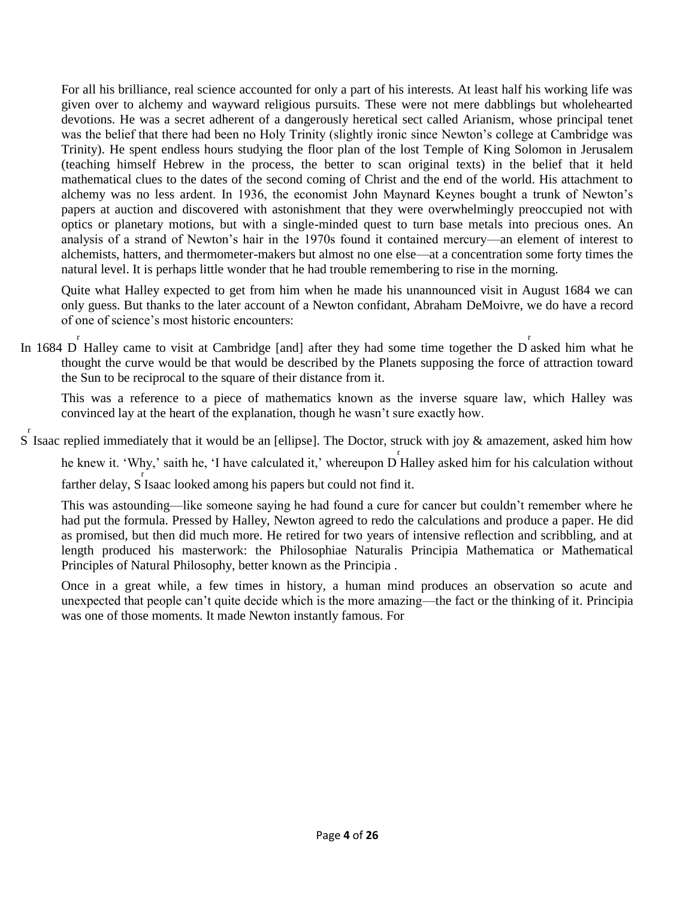For all his brilliance, real science accounted for only a part of his interests. At least half his working life was given over to alchemy and wayward religious pursuits. These were not mere dabblings but wholehearted devotions. He was a secret adherent of a dangerously heretical sect called Arianism, whose principal tenet was the belief that there had been no Holy Trinity (slightly ironic since Newton's college at Cambridge was Trinity). He spent endless hours studying the floor plan of the lost Temple of King Solomon in Jerusalem (teaching himself Hebrew in the process, the better to scan original texts) in the belief that it held mathematical clues to the dates of the second coming of Christ and the end of the world. His attachment to alchemy was no less ardent. In 1936, the economist John Maynard Keynes bought a trunk of Newton's papers at auction and discovered with astonishment that they were overwhelmingly preoccupied not with optics or planetary motions, but with a single-minded quest to turn base metals into precious ones. An analysis of a strand of Newton's hair in the 1970s found it contained mercury—an element of interest to alchemists, hatters, and thermometer-makers but almost no one else—at a concentration some forty times the natural level. It is perhaps little wonder that he had trouble remembering to rise in the morning.

Quite what Halley expected to get from him when he made his unannounced visit in August 1684 we can only guess. But thanks to the later account of a Newton confidant, Abraham DeMoivre, we do have a record of one of science's most historic encounters:

> In 1684 Dr Halley came to visit at Cambridge [and] after they had some time together the Dr asked him what he thought the curve would be that would be described by the Planets supposing the force of attraction toward the Sun to be reciprocal to the square of their distance from it.

This was a reference to a piece of mathematics known as the inverse square law, which Halley was convinced lay at the heart of the explanation, though he wasn't sure exactly how.

> Sr Isaac replied immediately that it would be an [ellipse]. The Doctor, struck with joy & amazement, asked him how he knew it. 'Why,' saith he, 'I have calculated it,' whereupon Dr Halley asked him for his calculation without farther delay, Sr Isaac looked among his papers but could not find it.

This was astounding—like someone saying he had found a cure for cancer but couldn't remember where he had put the formula. Pressed by Halley, Newton agreed to redo the calculations and produce a paper. He did as promised, but then did much more. He retired for two years of intensive reflection and scribbling, and at length produced his masterwork: the Philosophiae Naturalis Principia Mathematica or Mathematical Principles of Natural Philosophy, better known as the Principia .

Once in a great while, a few times in history, a human mind produces an observation so acute and unexpected that people can't quite decide which is the more amazing—the fact or the thinking of it. Principia was one of those moments. It made Newton instantly famous. For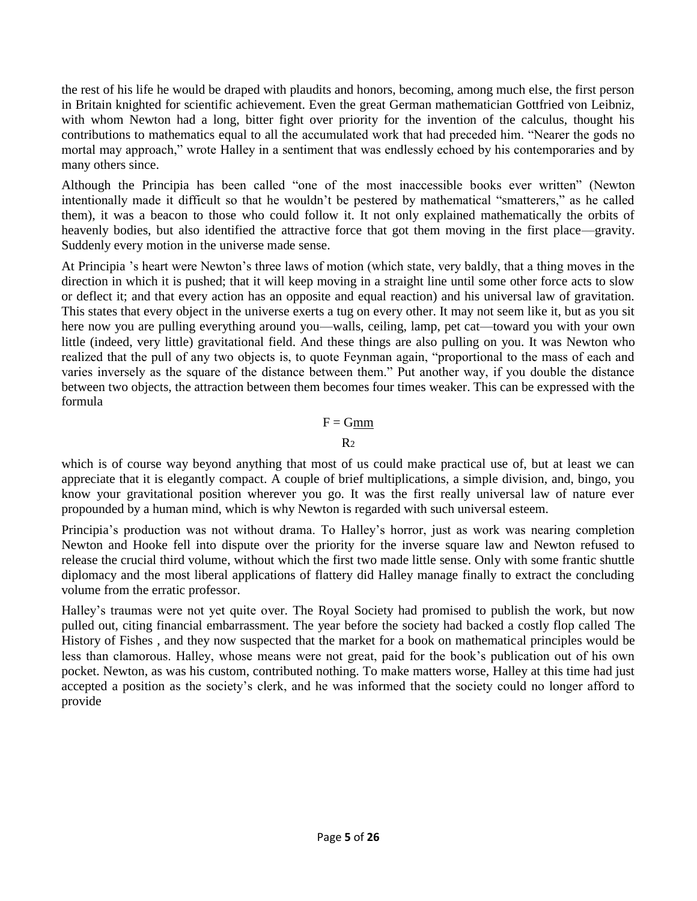the rest of his life he would be draped with plaudits and honors, becoming, among much else, the first person in Britain knighted for scientific achievement. Even the great German mathematician Gottfried von Leibniz, with whom Newton had a long, bitter fight over priority for the invention of the calculus, thought his contributions to mathematics equal to all the accumulated work that had preceded him. "Nearer the gods no mortal may approach," wrote Halley in a sentiment that was endlessly echoed by his contemporaries and by many others since.

Although the Principia has been called "one of the most inaccessible books ever written" (Newton intentionally made it difficult so that he wouldn't be pestered by mathematical "smatterers," as he called them), it was a beacon to those who could follow it. It not only explained mathematically the orbits of heavenly bodies, but also identified the attractive force that got them moving in the first place—gravity. Suddenly every motion in the universe made sense.

At Principia 's heart were Newton's three laws of motion (which state, very baldly, that a thing moves in the direction in which it is pushed; that it will keep moving in a straight line until some other force acts to slow or deflect it; and that every action has an opposite and equal reaction) and his universal law of gravitation. This states that every object in the universe exerts a tug on every other. It may not seem like it, but as you sit here now you are pulling everything around you—walls, ceiling, lamp, pet cat—toward you with your own little (indeed, very little) gravitational field. And these things are also pulling on you. It was Newton who realized that the pull of any two objects is, to quote Feynman again, "proportional to the mass of each and varies inversely as the square of the distance between them." Put another way, if you double the distance between two objects, the attraction between them becomes four times weaker. This can be expressed with the formula

$$F = G\frac{mm}{R^2}$$

which is of course way beyond anything that most of us could make practical use of, but at least we can appreciate that it is elegantly compact. A couple of brief multiplications, a simple division, and, bingo, you know your gravitational position wherever you go. It was the first really universal law of nature ever propounded by a human mind, which is why Newton is regarded with such universal esteem.

Principia's production was not without drama. To Halley's horror, just as work was nearing completion Newton and Hooke fell into dispute over the priority for the inverse square law and Newton refused to release the crucial third volume, without which the first two made little sense. Only with some frantic shuttle diplomacy and the most liberal applications of flattery did Halley manage finally to extract the concluding volume from the erratic professor.

Halley's traumas were not yet quite over. The Royal Society had promised to publish the work, but now pulled out, citing financial embarrassment. The year before the society had backed a costly flop called The History of Fishes , and they now suspected that the market for a book on mathematical principles would be less than clamorous. Halley, whose means were not great, paid for the book's publication out of his own pocket. Newton, as was his custom, contributed nothing. To make matters worse, Halley at this time had just accepted a position as the society's clerk, and he was informed that the society could no longer afford to provide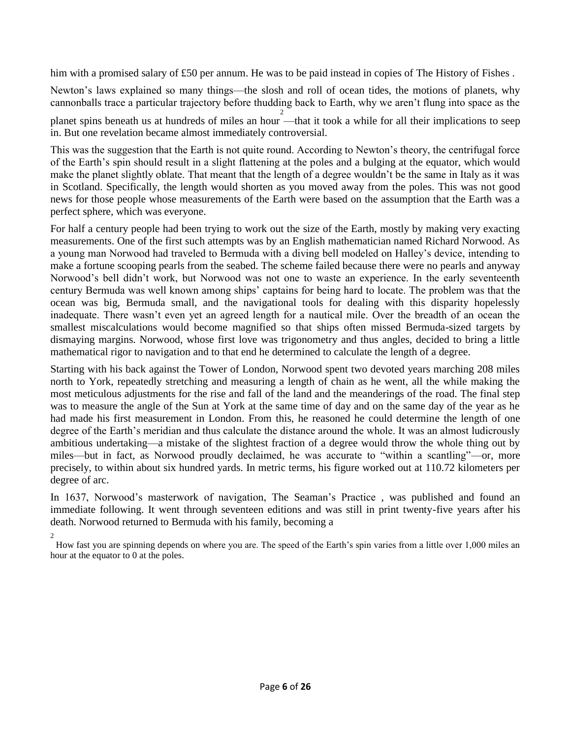him with a promised salary of £50 per annum. He was to be paid instead in copies of The History of Fishes .

Newton's laws explained so many things—the slosh and roll of ocean tides, the motions of planets, why cannonballs trace a particular trajectory before thudding back to Earth, why we aren't flung into space as the planet spins beneath us at hundreds of miles an hour[2] —that it took a while for all their implications to seep in. But one revelation became almost immediately controversial.

This was the suggestion that the Earth is not quite round. According to Newton's theory, the centrifugal force of the Earth's spin should result in a slight flattening at the poles and a bulging at the equator, which would make the planet slightly oblate. That meant that the length of a degree wouldn't be the same in Italy as it was in Scotland. Specifically, the length would shorten as you moved away from the poles. This was not good news for those people whose measurements of the Earth were based on the assumption that the Earth was a perfect sphere, which was everyone.

For half a century people had been trying to work out the size of the Earth, mostly by making very exacting measurements. One of the first such attempts was by an English mathematician named Richard Norwood. As a young man Norwood had traveled to Bermuda with a diving bell modeled on Halley's device, intending to make a fortune scooping pearls from the seabed. The scheme failed because there were no pearls and anyway Norwood's bell didn't work, but Norwood was not one to waste an experience. In the early seventeenth century Bermuda was well known among ships' captains for being hard to locate. The problem was that the ocean was big, Bermuda small, and the navigational tools for dealing with this disparity hopelessly inadequate. There wasn't even yet an agreed length for a nautical mile. Over the breadth of an ocean the smallest miscalculations would become magnified so that ships often missed Bermuda-sized targets by dismaying margins. Norwood, whose first love was trigonometry and thus angles, decided to bring a little mathematical rigor to navigation and to that end he determined to calculate the length of a degree.

Starting with his back against the Tower of London, Norwood spent two devoted years marching 208 miles north to York, repeatedly stretching and measuring a length of chain as he went, all the while making the most meticulous adjustments for the rise and fall of the land and the meanderings of the road. The final step was to measure the angle of the Sun at York at the same time of day and on the same day of the year as he had made his first measurement in London. From this, he reasoned he could determine the length of one degree of the Earth's meridian and thus calculate the distance around the whole. It was an almost ludicrously ambitious undertaking—a mistake of the slightest fraction of a degree would throw the whole thing out by miles—but in fact, as Norwood proudly declaimed, he was accurate to "within a scantling"—or, more precisely, to within about six hundred yards. In metric terms, his figure worked out at 110.72 kilometers per degree of arc.

In 1637, Norwood's masterwork of navigation, The Seaman's Practice , was published and found an immediate following. It went through seventeen editions and was still in print twenty-five years after his death. Norwood returned to Bermuda with his family, becoming a

[2] How fast you are spinning depends on where you are. The speed of the Earth's spin varies from a little over 1,000 miles an hour at the equator to 0 at the poles.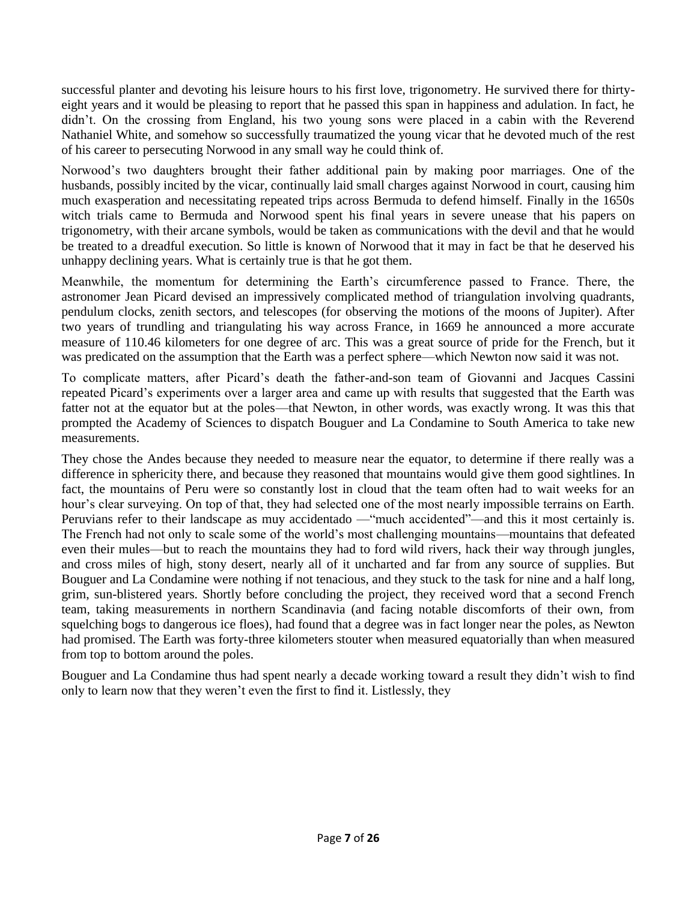successful planter and devoting his leisure hours to his first love, trigonometry. He survived there for thirty-eight years and it would be pleasing to report that he passed this span in happiness and adulation. In fact, he didn't. On the crossing from England, his two young sons were placed in a cabin with the Reverend Nathaniel White, and somehow so successfully traumatized the young vicar that he devoted much of the rest of his career to persecuting Norwood in any small way he could think of.

Norwood's two daughters brought their father additional pain by making poor marriages. One of the husbands, possibly incited by the vicar, continually laid small charges against Norwood in court, causing him much exasperation and necessitating repeated trips across Bermuda to defend himself. Finally in the 1650s witch trials came to Bermuda and Norwood spent his final years in severe unease that his papers on trigonometry, with their arcane symbols, would be taken as communications with the devil and that he would be treated to a dreadful execution. So little is known of Norwood that it may in fact be that he deserved his unhappy declining years. What is certainly true is that he got them.

Meanwhile, the momentum for determining the Earth's circumference passed to France. There, the astronomer Jean Picard devised an impressively complicated method of triangulation involving quadrants, pendulum clocks, zenith sectors, and telescopes (for observing the motions of the moons of Jupiter). After two years of trundling and triangulating his way across France, in 1669 he announced a more accurate measure of 110.46 kilometers for one degree of arc. This was a great source of pride for the French, but it was predicated on the assumption that the Earth was a perfect sphere—which Newton now said it was not.

To complicate matters, after Picard's death the father-and-son team of Giovanni and Jacques Cassini repeated Picard's experiments over a larger area and came up with results that suggested that the Earth was fatter not at the equator but at the poles—that Newton, in other words, was exactly wrong. It was this that prompted the Academy of Sciences to dispatch Bouguer and La Condamine to South America to take new measurements.

They chose the Andes because they needed to measure near the equator, to determine if there really was a difference in sphericity there, and because they reasoned that mountains would give them good sightlines. In fact, the mountains of Peru were so constantly lost in cloud that the team often had to wait weeks for an hour's clear surveying. On top of that, they had selected one of the most nearly impossible terrains on Earth. Peruvians refer to their landscape as muy accidentado —"much accidented"—and this it most certainly is. The French had not only to scale some of the world's most challenging mountains—mountains that defeated even their mules—but to reach the mountains they had to ford wild rivers, hack their way through jungles, and cross miles of high, stony desert, nearly all of it uncharted and far from any source of supplies. But Bouguer and La Condamine were nothing if not tenacious, and they stuck to the task for nine and a half long, grim, sun-blistered years. Shortly before concluding the project, they received word that a second French team, taking measurements in northern Scandinavia (and facing notable discomforts of their own, from squelching bogs to dangerous ice floes), had found that a degree was in fact longer near the poles, as Newton had promised. The Earth was forty-three kilometers stouter when measured equatorially than when measured from top to bottom around the poles.

Bouguer and La Condamine thus had spent nearly a decade working toward a result they didn't wish to find only to learn now that they weren't even the first to find it. Listlessly, they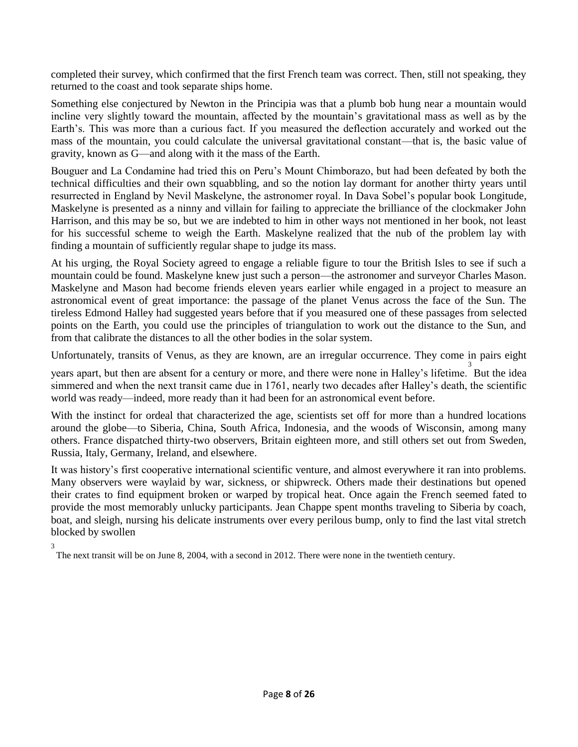completed their survey, which confirmed that the first French team was correct. Then, still not speaking, they returned to the coast and took separate ships home.

Something else conjectured by Newton in the Principia was that a plumb bob hung near a mountain would incline very slightly toward the mountain, affected by the mountain's gravitational mass as well as by the Earth's. This was more than a curious fact. If you measured the deflection accurately and worked out the mass of the mountain, you could calculate the universal gravitational constant—that is, the basic value of gravity, known as G—and along with it the mass of the Earth.

Bouguer and La Condamine had tried this on Peru's Mount Chimborazo, but had been defeated by both the technical difficulties and their own squabbling, and so the notion lay dormant for another thirty years until resurrected in England by Nevil Maskelyne, the astronomer royal. In Dava Sobel's popular book Longitude, Maskelyne is presented as a ninny and villain for failing to appreciate the brilliance of the clockmaker John Harrison, and this may be so, but we are indebted to him in other ways not mentioned in her book, not least for his successful scheme to weigh the Earth. Maskelyne realized that the nub of the problem lay with finding a mountain of sufficiently regular shape to judge its mass.

At his urging, the Royal Society agreed to engage a reliable figure to tour the British Isles to see if such a mountain could be found. Maskelyne knew just such a person—the astronomer and surveyor Charles Mason. Maskelyne and Mason had become friends eleven years earlier while engaged in a project to measure an astronomical event of great importance: the passage of the planet Venus across the face of the Sun. The tireless Edmond Halley had suggested years before that if you measured one of these passages from selected points on the Earth, you could use the principles of triangulation to work out the distance to the Sun, and from that calibrate the distances to all the other bodies in the solar system.

Unfortunately, transits of Venus, as they are known, are an irregular occurrence. They come in pairs eight years apart, but then are absent for a century or more, and there were none in Halley's lifetime.[3] But the idea simmered and when the next transit came due in 1761, nearly two decades after Halley's death, the scientific world was ready—indeed, more ready than it had been for an astronomical event before.

With the instinct for ordeal that characterized the age, scientists set off for more than a hundred locations around the globe—to Siberia, China, South Africa, Indonesia, and the woods of Wisconsin, among many others. France dispatched thirty-two observers, Britain eighteen more, and still others set out from Sweden, Russia, Italy, Germany, Ireland, and elsewhere.

It was history's first cooperative international scientific venture, and almost everywhere it ran into problems. Many observers were waylaid by war, sickness, or shipwreck. Others made their destinations but opened their crates to find equipment broken or warped by tropical heat. Once again the French seemed fated to provide the most memorably unlucky participants. Jean Chappe spent months traveling to Siberia by coach, boat, and sleigh, nursing his delicate instruments over every perilous bump, only to find the last vital stretch blocked by swollen

[3] The next transit will be on June 8, 2004, with a second in 2012. There were none in the twentieth century.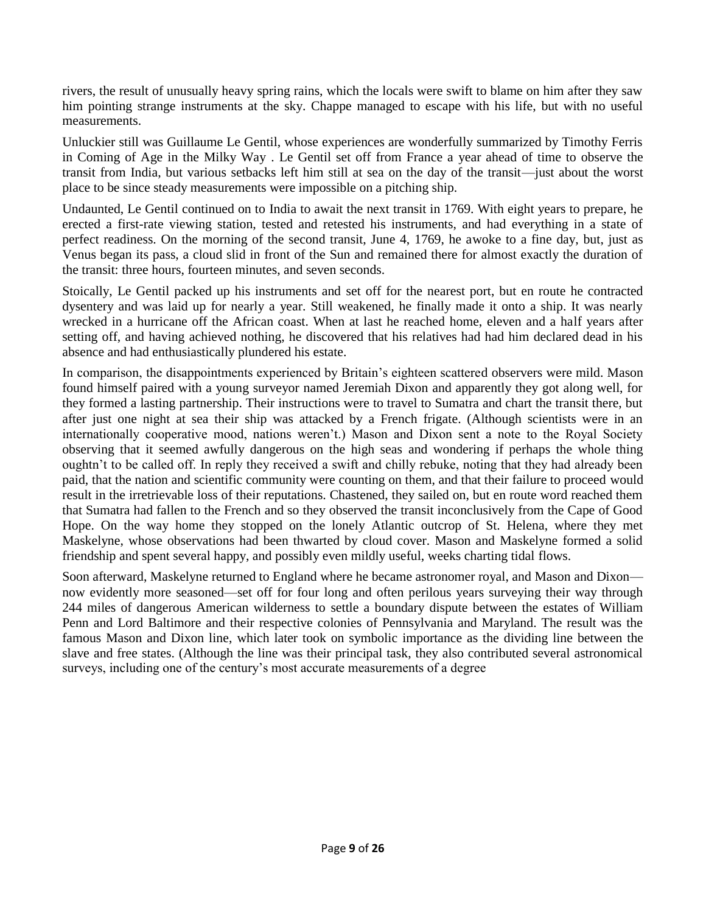rivers, the result of unusually heavy spring rains, which the locals were swift to blame on him after they saw him pointing strange instruments at the sky. Chappe managed to escape with his life, but with no useful measurements.

Unluckier still was Guillaume Le Gentil, whose experiences are wonderfully summarized by Timothy Ferris in Coming of Age in the Milky Way . Le Gentil set off from France a year ahead of time to observe the transit from India, but various setbacks left him still at sea on the day of the transit—just about the worst place to be since steady measurements were impossible on a pitching ship.

Undaunted, Le Gentil continued on to India to await the next transit in 1769. With eight years to prepare, he erected a first-rate viewing station, tested and retested his instruments, and had everything in a state of perfect readiness. On the morning of the second transit, June 4, 1769, he awoke to a fine day, but, just as Venus began its pass, a cloud slid in front of the Sun and remained there for almost exactly the duration of the transit: three hours, fourteen minutes, and seven seconds.

Stoically, Le Gentil packed up his instruments and set off for the nearest port, but en route he contracted dysentery and was laid up for nearly a year. Still weakened, he finally made it onto a ship. It was nearly wrecked in a hurricane off the African coast. When at last he reached home, eleven and a half years after setting off, and having achieved nothing, he discovered that his relatives had had him declared dead in his absence and had enthusiastically plundered his estate.

In comparison, the disappointments experienced by Britain's eighteen scattered observers were mild. Mason found himself paired with a young surveyor named Jeremiah Dixon and apparently they got along well, for they formed a lasting partnership. Their instructions were to travel to Sumatra and chart the transit there, but after just one night at sea their ship was attacked by a French frigate. (Although scientists were in an internationally cooperative mood, nations weren't.) Mason and Dixon sent a note to the Royal Society observing that it seemed awfully dangerous on the high seas and wondering if perhaps the whole thing oughtn't to be called off. In reply they received a swift and chilly rebuke, noting that they had already been paid, that the nation and scientific community were counting on them, and that their failure to proceed would result in the irretrievable loss of their reputations. Chastened, they sailed on, but en route word reached them that Sumatra had fallen to the French and so they observed the transit inconclusively from the Cape of Good Hope. On the way home they stopped on the lonely Atlantic outcrop of St. Helena, where they met Maskelyne, whose observations had been thwarted by cloud cover. Mason and Maskelyne formed a solid friendship and spent several happy, and possibly even mildly useful, weeks charting tidal flows.

Soon afterward, Maskelyne returned to England where he became astronomer royal, and Mason and Dixon—now evidently more seasoned—set off for four long and often perilous years surveying their way through 244 miles of dangerous American wilderness to settle a boundary dispute between the estates of William Penn and Lord Baltimore and their respective colonies of Pennsylvania and Maryland. The result was the famous Mason and Dixon line, which later took on symbolic importance as the dividing line between the slave and free states. (Although the line was their principal task, they also contributed several astronomical surveys, including one of the century's most accurate measurements of a degree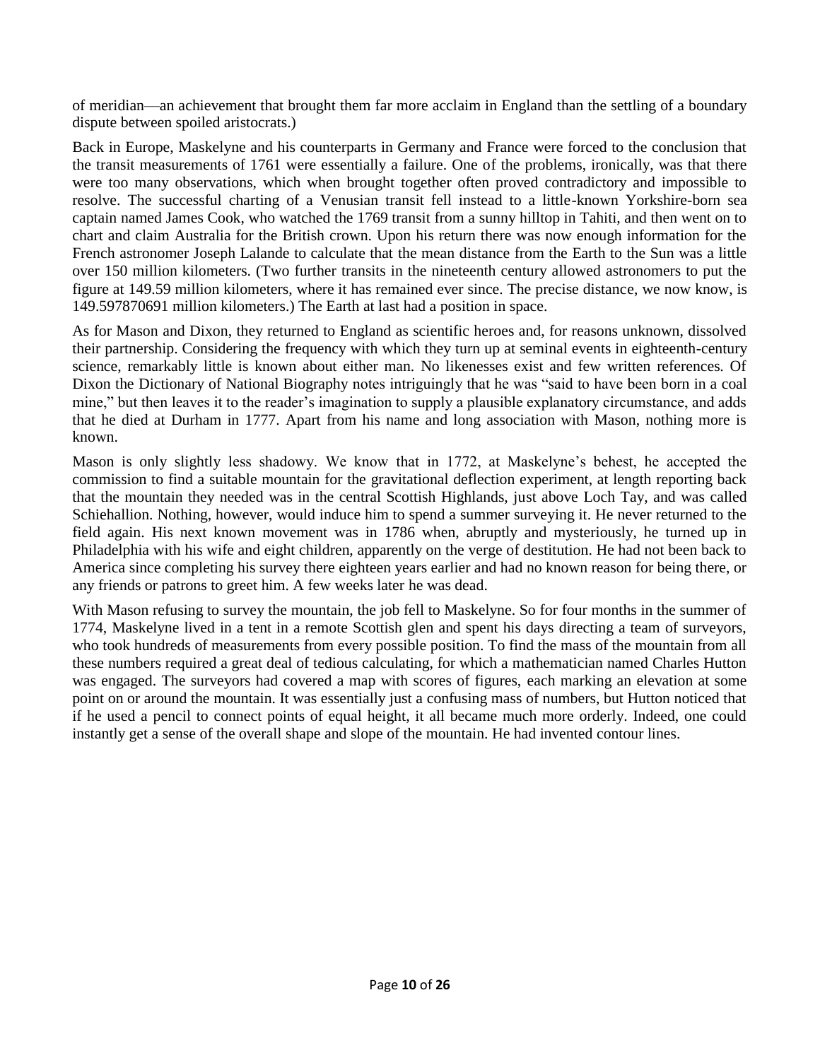of meridian—an achievement that brought them far more acclaim in England than the settling of a boundary dispute between spoiled aristocrats.)

Back in Europe, Maskelyne and his counterparts in Germany and France were forced to the conclusion that the transit measurements of 1761 were essentially a failure. One of the problems, ironically, was that there were too many observations, which when brought together often proved contradictory and impossible to resolve. The successful charting of a Venusian transit fell instead to a little-known Yorkshire-born sea captain named James Cook, who watched the 1769 transit from a sunny hilltop in Tahiti, and then went on to chart and claim Australia for the British crown. Upon his return there was now enough information for the French astronomer Joseph Lalande to calculate that the mean distance from the Earth to the Sun was a little over 150 million kilometers. (Two further transits in the nineteenth century allowed astronomers to put the figure at 149.59 million kilometers, where it has remained ever since. The precise distance, we now know, is 149.597870691 million kilometers.) The Earth at last had a position in space.

As for Mason and Dixon, they returned to England as scientific heroes and, for reasons unknown, dissolved their partnership. Considering the frequency with which they turn up at seminal events in eighteenth-century science, remarkably little is known about either man. No likenesses exist and few written references. Of Dixon the Dictionary of National Biography notes intriguingly that he was "said to have been born in a coal mine," but then leaves it to the reader's imagination to supply a plausible explanatory circumstance, and adds that he died at Durham in 1777. Apart from his name and long association with Mason, nothing more is known.

Mason is only slightly less shadowy. We know that in 1772, at Maskelyne's behest, he accepted the commission to find a suitable mountain for the gravitational deflection experiment, at length reporting back that the mountain they needed was in the central Scottish Highlands, just above Loch Tay, and was called Schiehallion. Nothing, however, would induce him to spend a summer surveying it. He never returned to the field again. His next known movement was in 1786 when, abruptly and mysteriously, he turned up in Philadelphia with his wife and eight children, apparently on the verge of destitution. He had not been back to America since completing his survey there eighteen years earlier and had no known reason for being there, or any friends or patrons to greet him. A few weeks later he was dead.

With Mason refusing to survey the mountain, the job fell to Maskelyne. So for four months in the summer of 1774, Maskelyne lived in a tent in a remote Scottish glen and spent his days directing a team of surveyors, who took hundreds of measurements from every possible position. To find the mass of the mountain from all these numbers required a great deal of tedious calculating, for which a mathematician named Charles Hutton was engaged. The surveyors had covered a map with scores of figures, each marking an elevation at some point on or around the mountain. It was essentially just a confusing mass of numbers, but Hutton noticed that if he used a pencil to connect points of equal height, it all became much more orderly. Indeed, one could instantly get a sense of the overall shape and slope of the mountain. He had invented contour lines.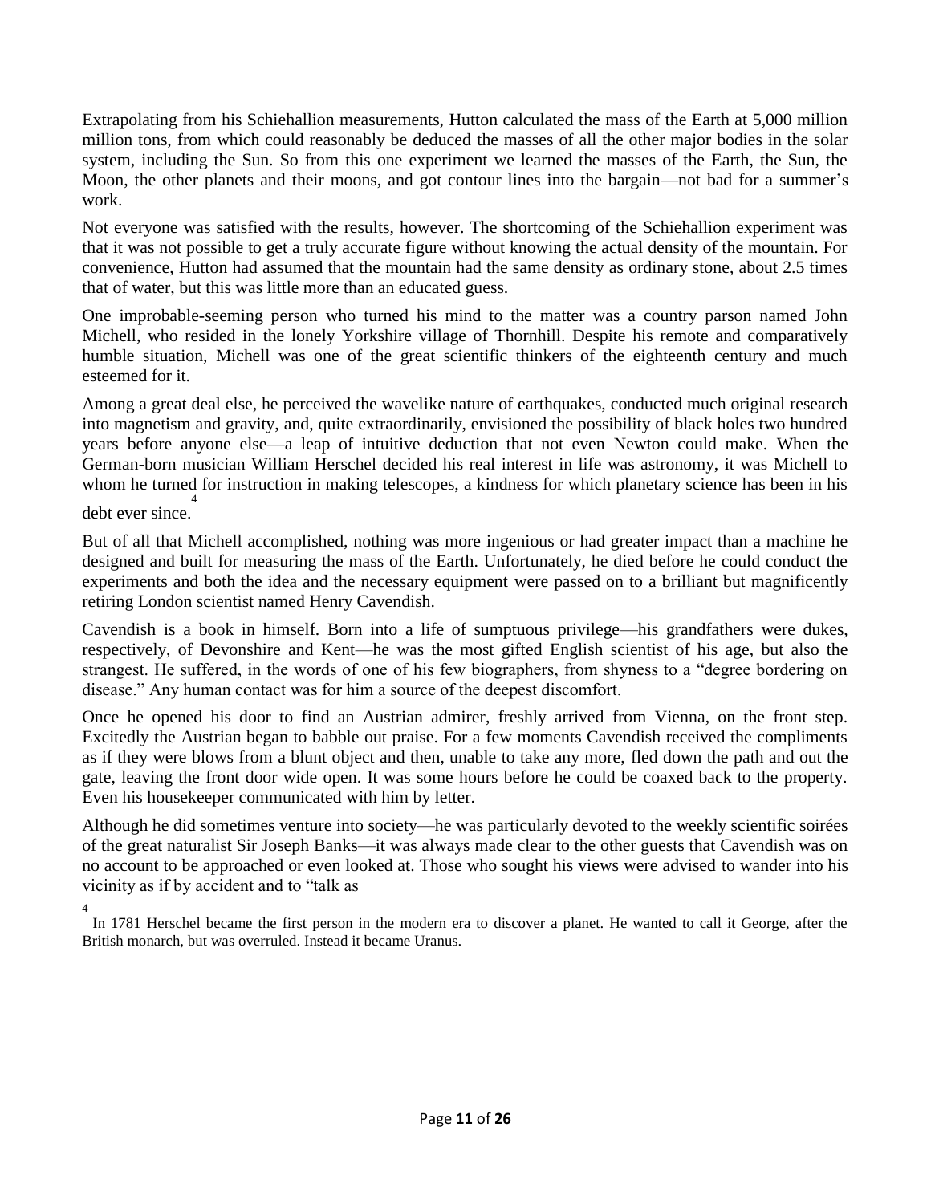Extrapolating from his Schiehallion measurements, Hutton calculated the mass of the Earth at 5,000 million million tons, from which could reasonably be deduced the masses of all the other major bodies in the solar system, including the Sun. So from this one experiment we learned the masses of the Earth, the Sun, the Moon, the other planets and their moons, and got contour lines into the bargain—not bad for a summer's work.

Not everyone was satisfied with the results, however. The shortcoming of the Schiehallion experiment was that it was not possible to get a truly accurate figure without knowing the actual density of the mountain. For convenience, Hutton had assumed that the mountain had the same density as ordinary stone, about 2.5 times that of water, but this was little more than an educated guess.

One improbable-seeming person who turned his mind to the matter was a country parson named John Michell, who resided in the lonely Yorkshire village of Thornhill. Despite his remote and comparatively humble situation, Michell was one of the great scientific thinkers of the eighteenth century and much esteemed for it.

Among a great deal else, he perceived the wavelike nature of earthquakes, conducted much original research into magnetism and gravity, and, quite extraordinarily, envisioned the possibility of black holes two hundred years before anyone else—a leap of intuitive deduction that not even Newton could make. When the German-born musician William Herschel decided his real interest in life was astronomy, it was Michell to whom he turned for instruction in making telescopes, a kindness for which planetary science has been in his debt ever since.[4]

But of all that Michell accomplished, nothing was more ingenious or had greater impact than a machine he designed and built for measuring the mass of the Earth. Unfortunately, he died before he could conduct the experiments and both the idea and the necessary equipment were passed on to a brilliant but magnificently retiring London scientist named Henry Cavendish.

Cavendish is a book in himself. Born into a life of sumptuous privilege—his grandfathers were dukes, respectively, of Devonshire and Kent—he was the most gifted English scientist of his age, but also the strangest. He suffered, in the words of one of his few biographers, from shyness to a "degree bordering on disease." Any human contact was for him a source of the deepest discomfort.

Once he opened his door to find an Austrian admirer, freshly arrived from Vienna, on the front step. Excitedly the Austrian began to babble out praise. For a few moments Cavendish received the compliments as if they were blows from a blunt object and then, unable to take any more, fled down the path and out the gate, leaving the front door wide open. It was some hours before he could be coaxed back to the property. Even his housekeeper communicated with him by letter.

Although he did sometimes venture into society—he was particularly devoted to the weekly scientific soirées of the great naturalist Sir Joseph Banks—it was always made clear to the other guests that Cavendish was on no account to be approached or even looked at. Those who sought his views were advised to wander into his vicinity as if by accident and to "talk as

[4] In 1781 Herschel became the first person in the modern era to discover a planet. He wanted to call it George, after the British monarch, but was overruled. Instead it became Uranus.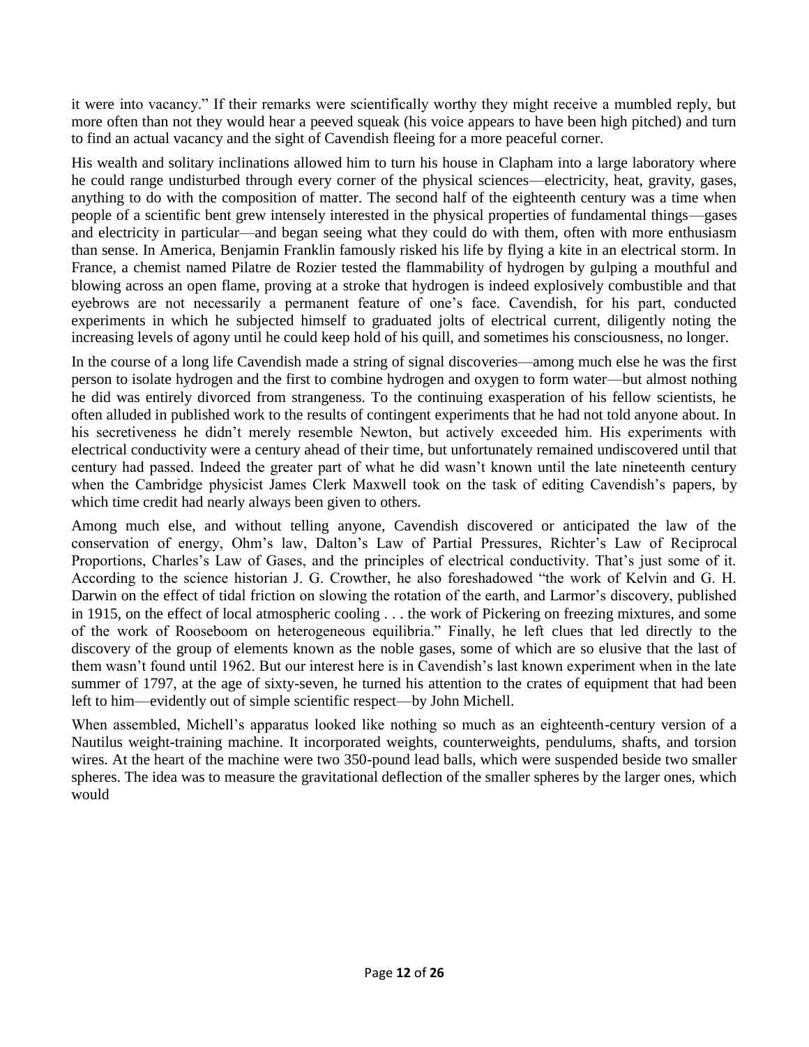it were into vacancy." If their remarks were scientifically worthy they might receive a mumbled reply, but more often than not they would hear a peeved squeak (his voice appears to have been high pitched) and turn to find an actual vacancy and the sight of Cavendish fleeing for a more peaceful corner.

His wealth and solitary inclinations allowed him to turn his house in Clapham into a large laboratory where he could range undisturbed through every corner of the physical sciences—electricity, heat, gravity, gases, anything to do with the composition of matter. The second half of the eighteenth century was a time when people of a scientific bent grew intensely interested in the physical properties of fundamental things—gases and electricity in particular—and began seeing what they could do with them, often with more enthusiasm than sense. In America, Benjamin Franklin famously risked his life by flying a kite in an electrical storm. In France, a chemist named Pilatre de Rozier tested the flammability of hydrogen by gulping a mouthful and blowing across an open flame, proving at a stroke that hydrogen is indeed explosively combustible and that eyebrows are not necessarily a permanent feature of one's face. Cavendish, for his part, conducted experiments in which he subjected himself to graduated jolts of electrical current, diligently noting the increasing levels of agony until he could keep hold of his quill, and sometimes his consciousness, no longer.

In the course of a long life Cavendish made a string of signal discoveries—among much else he was the first person to isolate hydrogen and the first to combine hydrogen and oxygen to form water—but almost nothing he did was entirely divorced from strangeness. To the continuing exasperation of his fellow scientists, he often alluded in published work to the results of contingent experiments that he had not told anyone about. In his secretiveness he didn't merely resemble Newton, but actively exceeded him. His experiments with electrical conductivity were a century ahead of their time, but unfortunately remained undiscovered until that century had passed. Indeed the greater part of what he did wasn't known until the late nineteenth century when the Cambridge physicist James Clerk Maxwell took on the task of editing Cavendish's papers, by which time credit had nearly always been given to others.

Among much else, and without telling anyone, Cavendish discovered or anticipated the law of the conservation of energy, Ohm's law, Dalton's Law of Partial Pressures, Richter's Law of Reciprocal Proportions, Charles's Law of Gases, and the principles of electrical conductivity. That's just some of it. According to the science historian J. G. Crowther, he also foreshadowed "the work of Kelvin and G. H. Darwin on the effect of tidal friction on slowing the rotation of the earth, and Larmor's discovery, published in 1915, on the effect of local atmospheric cooling . . . the work of Pickering on freezing mixtures, and some of the work of Rooseboom on heterogeneous equilibria." Finally, he left clues that led directly to the discovery of the group of elements known as the noble gases, some of which are so elusive that the last of them wasn't found until 1962. But our interest here is in Cavendish's last known experiment when in the late summer of 1797, at the age of sixty-seven, he turned his attention to the crates of equipment that had been left to him—evidently out of simple scientific respect—by John Michell.

When assembled, Michell's apparatus looked like nothing so much as an eighteenth-century version of a Nautilus weight-training machine. It incorporated weights, counterweights, pendulums, shafts, and torsion wires. At the heart of the machine were two 350-pound lead balls, which were suspended beside two smaller spheres. The idea was to measure the gravitational deflection of the smaller spheres by the larger ones, which would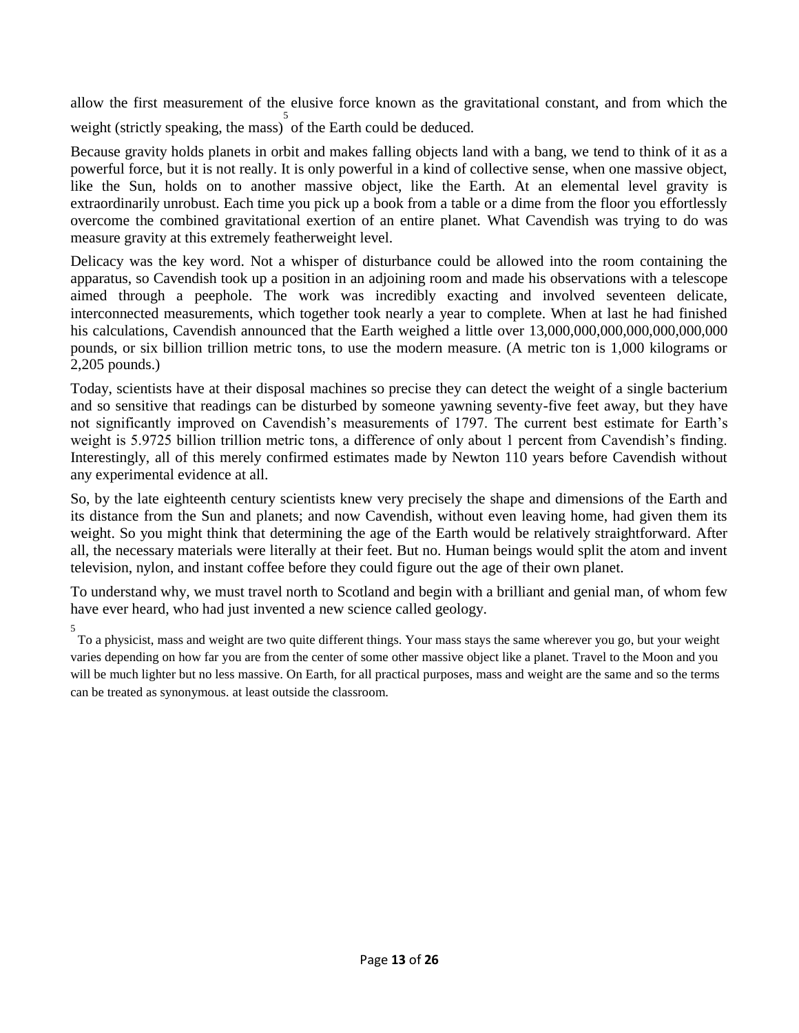allow the first measurement of the elusive force known as the gravitational constant, and from which the weight (strictly speaking, the mass)[5] of the Earth could be deduced.

Because gravity holds planets in orbit and makes falling objects land with a bang, we tend to think of it as a powerful force, but it is not really. It is only powerful in a kind of collective sense, when one massive object, like the Sun, holds on to another massive object, like the Earth. At an elemental level gravity is extraordinarily unrobust. Each time you pick up a book from a table or a dime from the floor you effortlessly overcome the combined gravitational exertion of an entire planet. What Cavendish was trying to do was measure gravity at this extremely featherweight level.

Delicacy was the key word. Not a whisper of disturbance could be allowed into the room containing the apparatus, so Cavendish took up a position in an adjoining room and made his observations with a telescope aimed through a peephole. The work was incredibly exacting and involved seventeen delicate, interconnected measurements, which together took nearly a year to complete. When at last he had finished his calculations, Cavendish announced that the Earth weighed a little over 13,000,000,000,000,000,000,000 pounds, or six billion trillion metric tons, to use the modern measure. (A metric ton is 1,000 kilograms or 2,205 pounds.)

Today, scientists have at their disposal machines so precise they can detect the weight of a single bacterium and so sensitive that readings can be disturbed by someone yawning seventy-five feet away, but they have not significantly improved on Cavendish's measurements of 1797. The current best estimate for Earth's weight is 5.9725 billion trillion metric tons, a difference of only about 1 percent from Cavendish's finding. Interestingly, all of this merely confirmed estimates made by Newton 110 years before Cavendish without any experimental evidence at all.

So, by the late eighteenth century scientists knew very precisely the shape and dimensions of the Earth and its distance from the Sun and planets; and now Cavendish, without even leaving home, had given them its weight. So you might think that determining the age of the Earth would be relatively straightforward. After all, the necessary materials were literally at their feet. But no. Human beings would split the atom and invent television, nylon, and instant coffee before they could figure out the age of their own planet.

To understand why, we must travel north to Scotland and begin with a brilliant and genial man, of whom few have ever heard, who had just invented a new science called geology.

[5] To a physicist, mass and weight are two quite different things. Your mass stays the same wherever you go, but your weight varies depending on how far you are from the center of some other massive object like a planet. Travel to the Moon and you will be much lighter but no less massive. On Earth, for all practical purposes, mass and weight are the same and so the terms can be treated as synonymous. at least outside the classroom.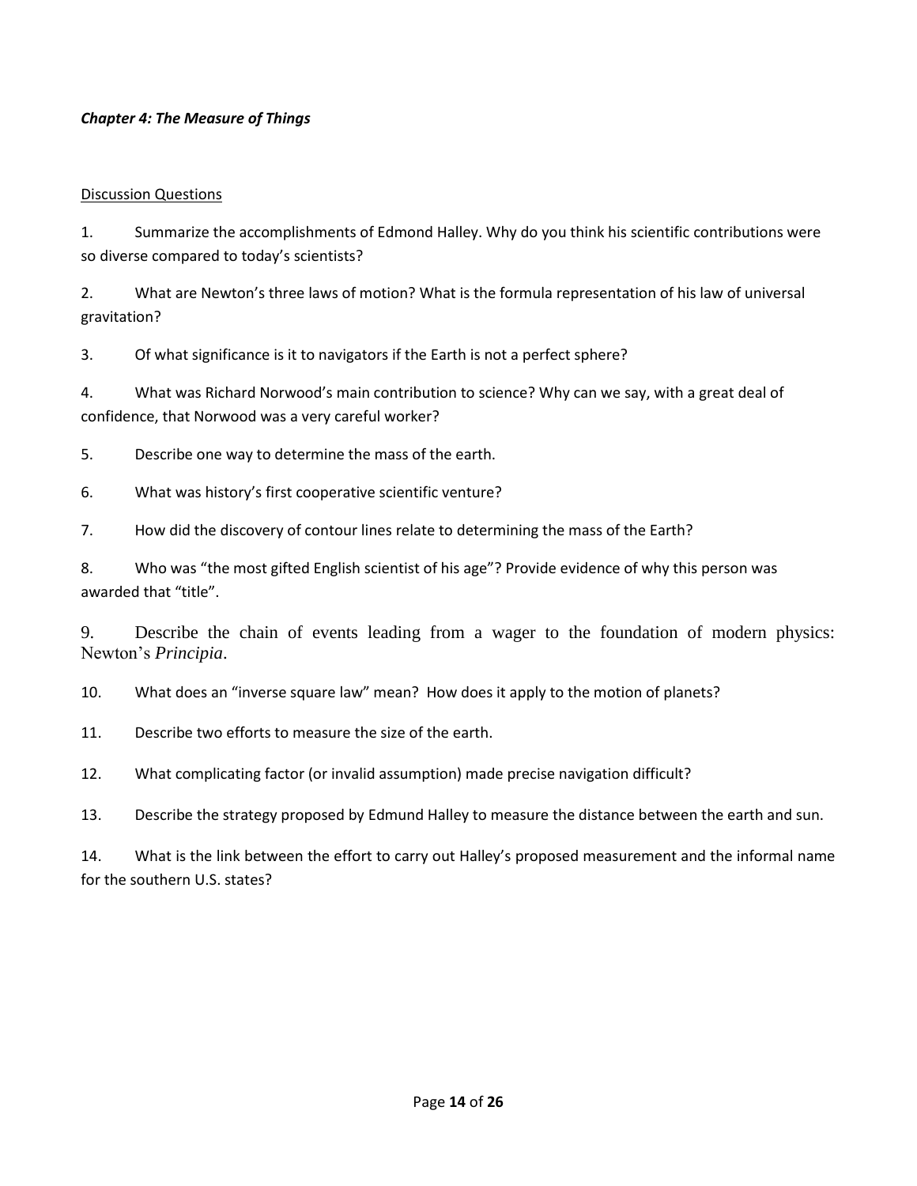***Chapter 4: The Measure of Things***

Discussion Questions

1. Summarize the accomplishments of Edmond Halley. Why do you think his scientific contributions were so diverse compared to today's scientists?

2. What are Newton's three laws of motion? What is the formula representation of his law of universal gravitation?

3. Of what significance is it to navigators if the Earth is not a perfect sphere?

4. What was Richard Norwood's main contribution to science? Why can we say, with a great deal of confidence, that Norwood was a very careful worker?

5. Describe one way to determine the mass of the earth.

6. What was history's first cooperative scientific venture?

7. How did the discovery of contour lines relate to determining the mass of the Earth?

8. Who was "the most gifted English scientist of his age"? Provide evidence of why this person was awarded that "title".

9. Describe the chain of events leading from a wager to the foundation of modern physics: Newton's *Principia*.

10. What does an "inverse square law" mean? How does it apply to the motion of planets?

11. Describe two efforts to measure the size of the earth.

12. What complicating factor (or invalid assumption) made precise navigation difficult?

13. Describe the strategy proposed by Edmund Halley to measure the distance between the earth and sun.

14. What is the link between the effort to carry out Halley's proposed measurement and the informal name for the southern U.S. states?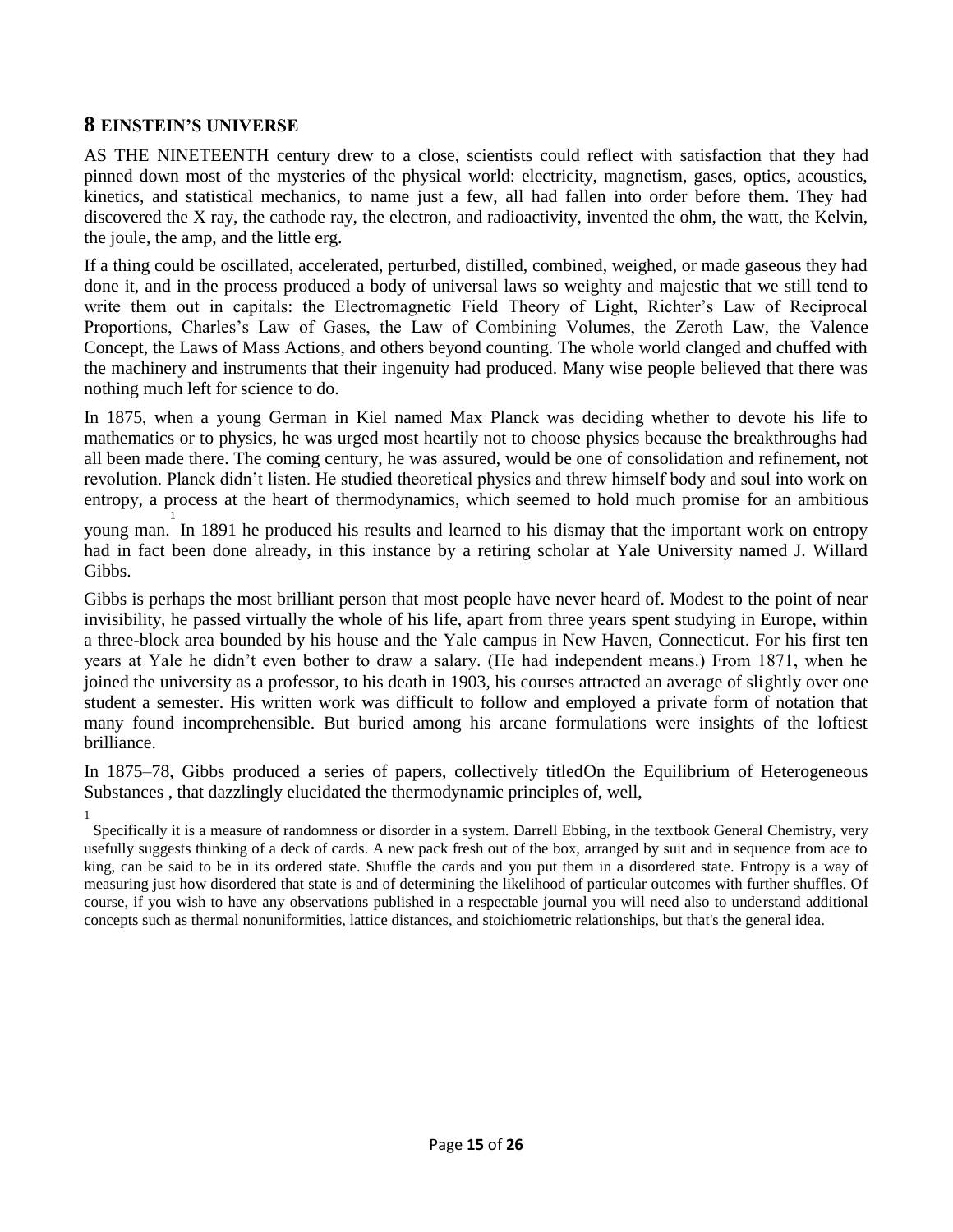## 8 EINSTEIN'S UNIVERSE

AS THE NINETEENTH century drew to a close, scientists could reflect with satisfaction that they had pinned down most of the mysteries of the physical world: electricity, magnetism, gases, optics, acoustics, kinetics, and statistical mechanics, to name just a few, all had fallen into order before them. They had discovered the X ray, the cathode ray, the electron, and radioactivity, invented the ohm, the watt, the Kelvin, the joule, the amp, and the little erg.

If a thing could be oscillated, accelerated, perturbed, distilled, combined, weighed, or made gaseous they had done it, and in the process produced a body of universal laws so weighty and majestic that we still tend to write them out in capitals: the Electromagnetic Field Theory of Light, Richter's Law of Reciprocal Proportions, Charles's Law of Gases, the Law of Combining Volumes, the Zeroth Law, the Valence Concept, the Laws of Mass Actions, and others beyond counting. The whole world clanged and chuffed with the machinery and instruments that their ingenuity had produced. Many wise people believed that there was nothing much left for science to do.

In 1875, when a young German in Kiel named Max Planck was deciding whether to devote his life to mathematics or to physics, he was urged most heartily not to choose physics because the breakthroughs had all been made there. The coming century, he was assured, would be one of consolidation and refinement, not revolution. Planck didn't listen. He studied theoretical physics and threw himself body and soul into work on entropy, a process at the heart of thermodynamics, which seemed to hold much promise for an ambitious young man.[1] In 1891 he produced his results and learned to his dismay that the important work on entropy had in fact been done already, in this instance by a retiring scholar at Yale University named J. Willard Gibbs.

Gibbs is perhaps the most brilliant person that most people have never heard of. Modest to the point of near invisibility, he passed virtually the whole of his life, apart from three years spent studying in Europe, within a three-block area bounded by his house and the Yale campus in New Haven, Connecticut. For his first ten years at Yale he didn't even bother to draw a salary. (He had independent means.) From 1871, when he joined the university as a professor, to his death in 1903, his courses attracted an average of slightly over one student a semester. His written work was difficult to follow and employed a private form of notation that many found incomprehensible. But buried among his arcane formulations were insights of the loftiest brilliance.

In 1875–78, Gibbs produced a series of papers, collectively titled *On the Equilibrium of Heterogeneous Substances*, that dazzlingly elucidated the thermodynamic principles of, well,

[1] Specifically it is a measure of randomness or disorder in a system. Darrell Ebbing, in the textbook General Chemistry, very usefully suggests thinking of a deck of cards. A new pack fresh out of the box, arranged by suit and in sequence from ace to king, can be said to be in its ordered state. Shuffle the cards and you put them in a disordered state. Entropy is a way of measuring just how disordered that state is and of determining the likelihood of particular outcomes with further shuffles. Of course, if you wish to have any observations published in a respectable journal you will need also to understand additional concepts such as thermal nonuniformities, lattice distances, and stoichiometric relationships, but that's the general idea.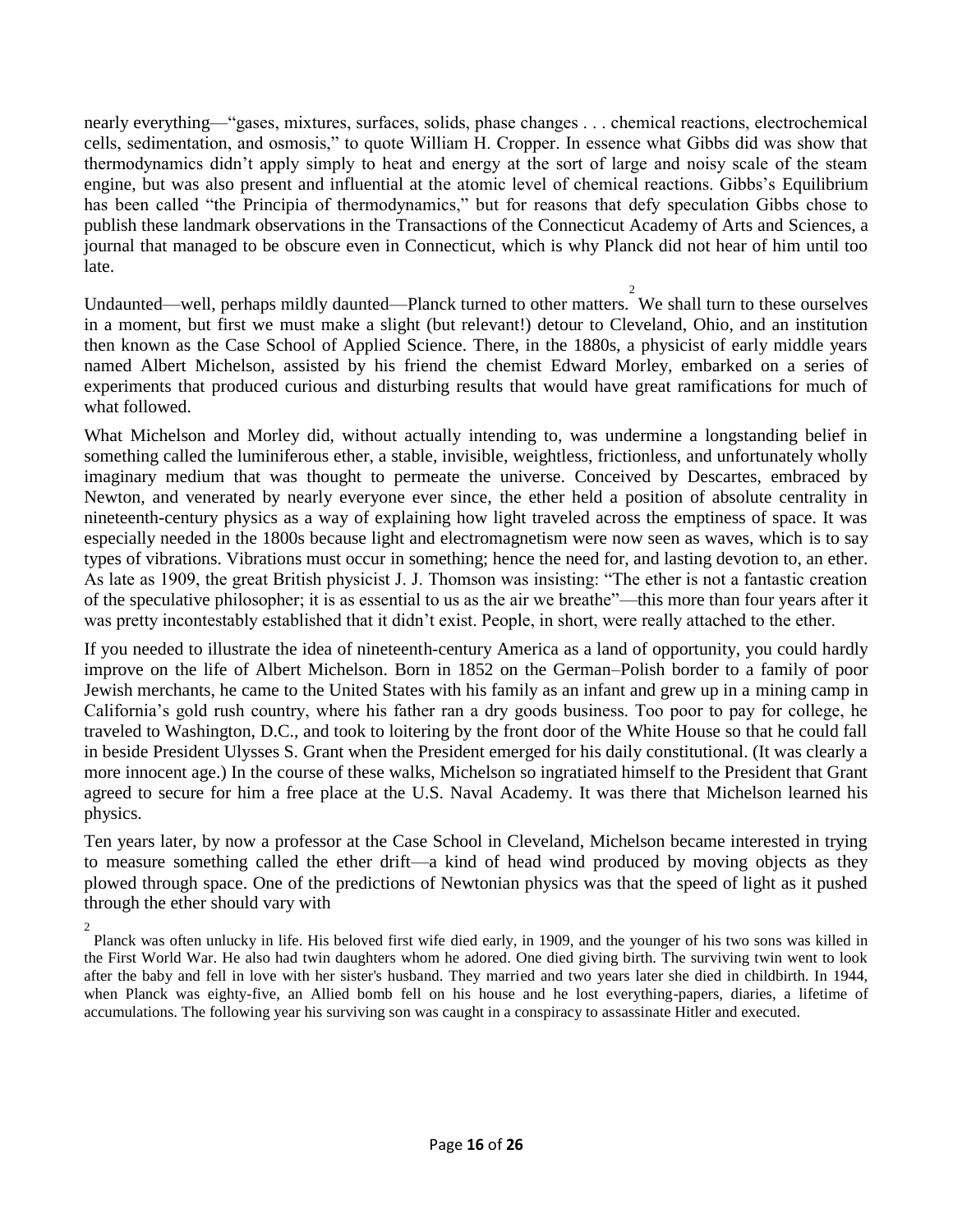nearly everything—"gases, mixtures, surfaces, solids, phase changes . . . chemical reactions, electrochemical cells, sedimentation, and osmosis," to quote William H. Cropper. In essence what Gibbs did was show that thermodynamics didn't apply simply to heat and energy at the sort of large and noisy scale of the steam engine, but was also present and influential at the atomic level of chemical reactions. Gibbs's Equilibrium has been called "the Principia of thermodynamics," but for reasons that defy speculation Gibbs chose to publish these landmark observations in the Transactions of the Connecticut Academy of Arts and Sciences, a journal that managed to be obscure even in Connecticut, which is why Planck did not hear of him until too late.

Undaunted—well, perhaps mildly daunted—Planck turned to other matters.[2] We shall turn to these ourselves in a moment, but first we must make a slight (but relevant!) detour to Cleveland, Ohio, and an institution then known as the Case School of Applied Science. There, in the 1880s, a physicist of early middle years named Albert Michelson, assisted by his friend the chemist Edward Morley, embarked on a series of experiments that produced curious and disturbing results that would have great ramifications for much of what followed.

What Michelson and Morley did, without actually intending to, was undermine a longstanding belief in something called the luminiferous ether, a stable, invisible, weightless, frictionless, and unfortunately wholly imaginary medium that was thought to permeate the universe. Conceived by Descartes, embraced by Newton, and venerated by nearly everyone ever since, the ether held a position of absolute centrality in nineteenth-century physics as a way of explaining how light traveled across the emptiness of space. It was especially needed in the 1800s because light and electromagnetism were now seen as waves, which is to say types of vibrations. Vibrations must occur in something; hence the need for, and lasting devotion to, an ether. As late as 1909, the great British physicist J. J. Thomson was insisting: "The ether is not a fantastic creation of the speculative philosopher; it is as essential to us as the air we breathe"—this more than four years after it was pretty incontestably established that it didn't exist. People, in short, were really attached to the ether.

If you needed to illustrate the idea of nineteenth-century America as a land of opportunity, you could hardly improve on the life of Albert Michelson. Born in 1852 on the German–Polish border to a family of poor Jewish merchants, he came to the United States with his family as an infant and grew up in a mining camp in California's gold rush country, where his father ran a dry goods business. Too poor to pay for college, he traveled to Washington, D.C., and took to loitering by the front door of the White House so that he could fall in beside President Ulysses S. Grant when the President emerged for his daily constitutional. (It was clearly a more innocent age.) In the course of these walks, Michelson so ingratiated himself to the President that Grant agreed to secure for him a free place at the U.S. Naval Academy. It was there that Michelson learned his physics.

Ten years later, by now a professor at the Case School in Cleveland, Michelson became interested in trying to measure something called the ether drift—a kind of head wind produced by moving objects as they plowed through space. One of the predictions of Newtonian physics was that the speed of light as it pushed through the ether should vary with

[2] Planck was often unlucky in life. His beloved first wife died early, in 1909, and the younger of his two sons was killed in the First World War. He also had twin daughters whom he adored. One died giving birth. The surviving twin went to look after the baby and fell in love with her sister's husband. They married and two years later she died in childbirth. In 1944, when Planck was eighty-five, an Allied bomb fell on his house and he lost everything-papers, diaries, a lifetime of accumulations. The following year his surviving son was caught in a conspiracy to assassinate Hitler and executed.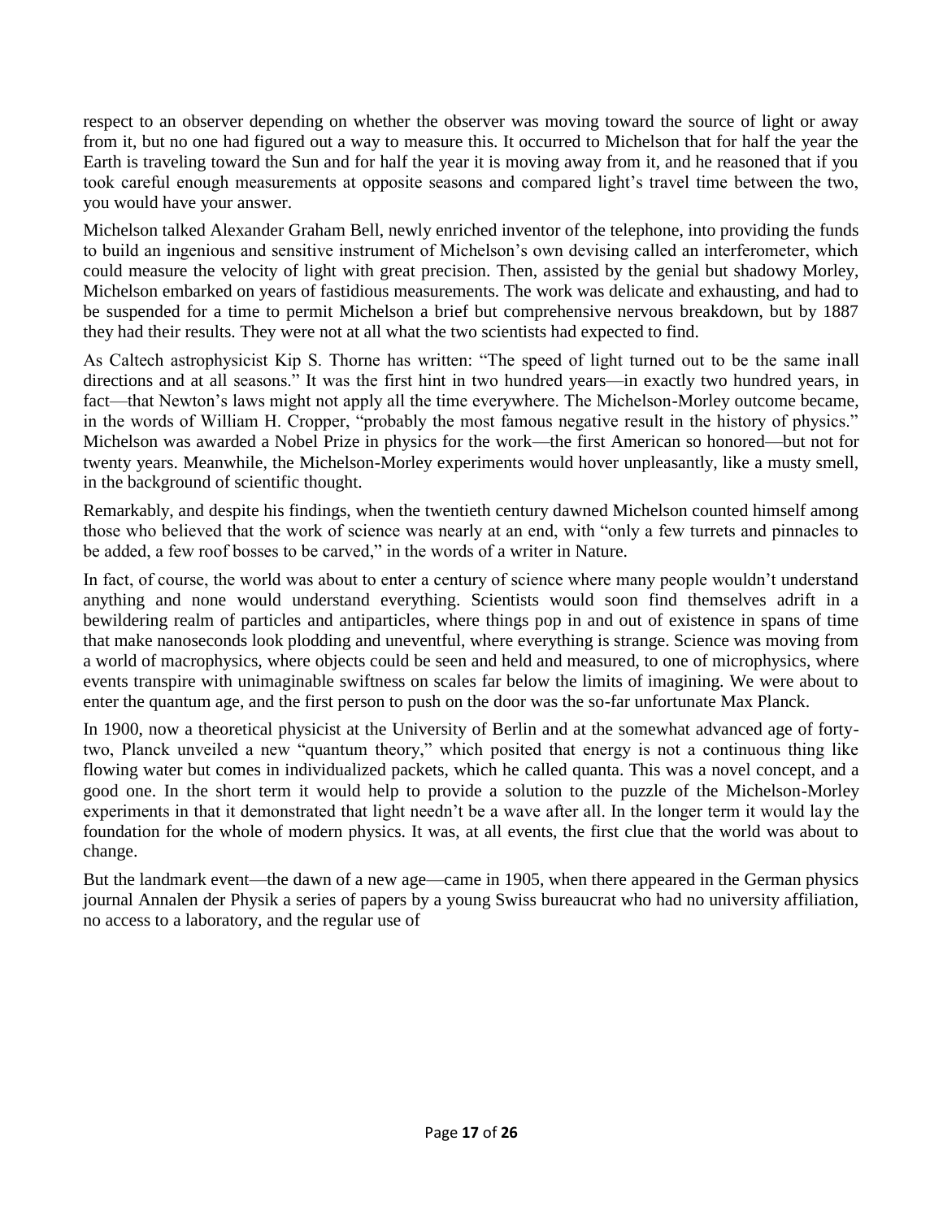respect to an observer depending on whether the observer was moving toward the source of light or away from it, but no one had figured out a way to measure this. It occurred to Michelson that for half the year the Earth is traveling toward the Sun and for half the year it is moving away from it, and he reasoned that if you took careful enough measurements at opposite seasons and compared light's travel time between the two, you would have your answer.

Michelson talked Alexander Graham Bell, newly enriched inventor of the telephone, into providing the funds to build an ingenious and sensitive instrument of Michelson's own devising called an interferometer, which could measure the velocity of light with great precision. Then, assisted by the genial but shadowy Morley, Michelson embarked on years of fastidious measurements. The work was delicate and exhausting, and had to be suspended for a time to permit Michelson a brief but comprehensive nervous breakdown, but by 1887 they had their results. They were not at all what the two scientists had expected to find.

As Caltech astrophysicist Kip S. Thorne has written: "The speed of light turned out to be the same inall directions and at all seasons." It was the first hint in two hundred years—in exactly two hundred years, in fact—that Newton's laws might not apply all the time everywhere. The Michelson-Morley outcome became, in the words of William H. Cropper, "probably the most famous negative result in the history of physics." Michelson was awarded a Nobel Prize in physics for the work—the first American so honored—but not for twenty years. Meanwhile, the Michelson-Morley experiments would hover unpleasantly, like a musty smell, in the background of scientific thought.

Remarkably, and despite his findings, when the twentieth century dawned Michelson counted himself among those who believed that the work of science was nearly at an end, with "only a few turrets and pinnacles to be added, a few roof bosses to be carved," in the words of a writer in Nature.

In fact, of course, the world was about to enter a century of science where many people wouldn't understand anything and none would understand everything. Scientists would soon find themselves adrift in a bewildering realm of particles and antiparticles, where things pop in and out of existence in spans of time that make nanoseconds look plodding and uneventful, where everything is strange. Science was moving from a world of macrophysics, where objects could be seen and held and measured, to one of microphysics, where events transpire with unimaginable swiftness on scales far below the limits of imagining. We were about to enter the quantum age, and the first person to push on the door was the so-far unfortunate Max Planck.

In 1900, now a theoretical physicist at the University of Berlin and at the somewhat advanced age of forty-two, Planck unveiled a new "quantum theory," which posited that energy is not a continuous thing like flowing water but comes in individualized packets, which he called quanta. This was a novel concept, and a good one. In the short term it would help to provide a solution to the puzzle of the Michelson-Morley experiments in that it demonstrated that light needn't be a wave after all. In the longer term it would lay the foundation for the whole of modern physics. It was, at all events, the first clue that the world was about to change.

But the landmark event—the dawn of a new age—came in 1905, when there appeared in the German physics journal Annalen der Physik a series of papers by a young Swiss bureaucrat who had no university affiliation, no access to a laboratory, and the regular use of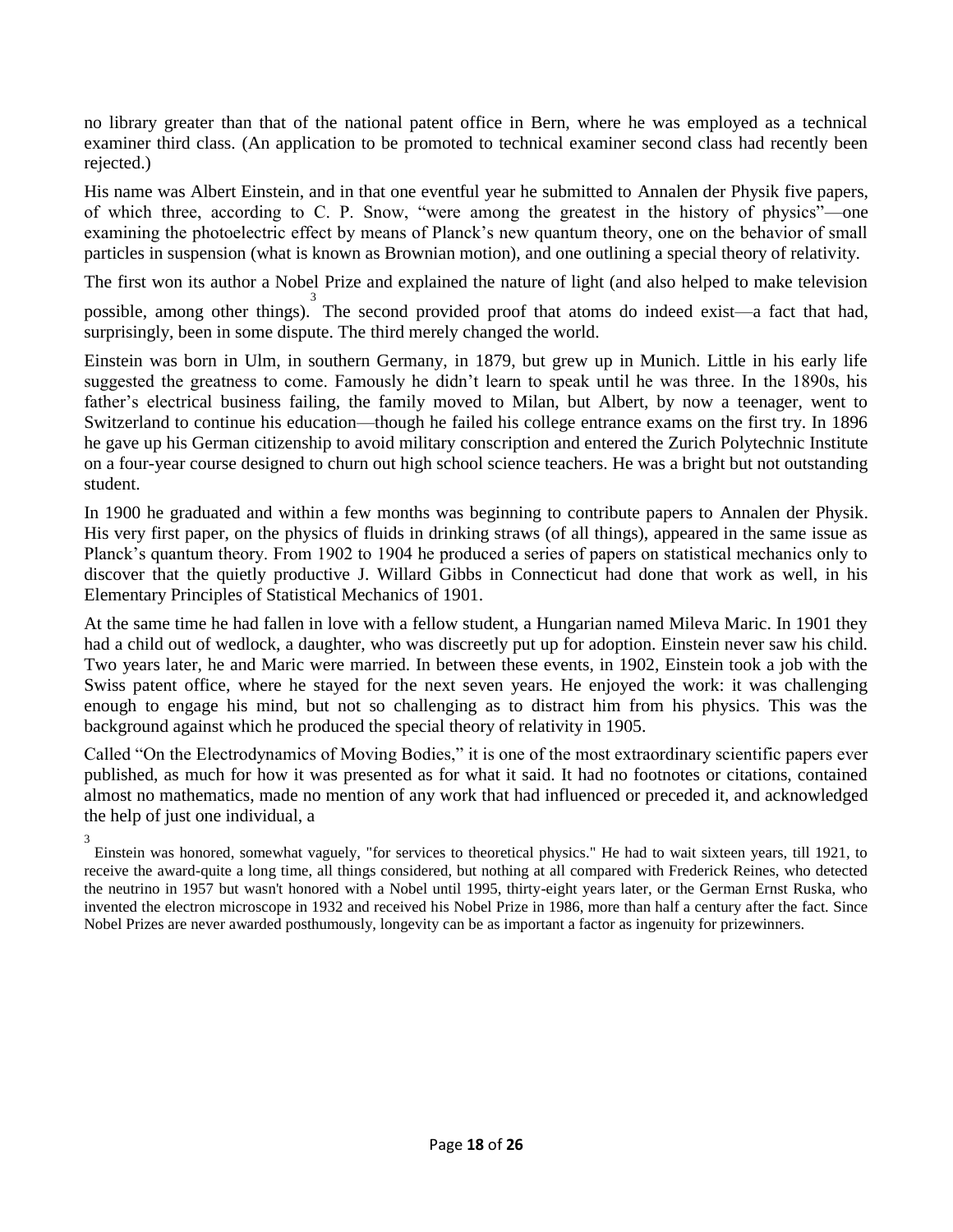no library greater than that of the national patent office in Bern, where he was employed as a technical examiner third class. (An application to be promoted to technical examiner second class had recently been rejected.)

His name was Albert Einstein, and in that one eventful year he submitted to Annalen der Physik five papers, of which three, according to C. P. Snow, "were among the greatest in the history of physics"—one examining the photoelectric effect by means of Planck's new quantum theory, one on the behavior of small particles in suspension (what is known as Brownian motion), and one outlining a special theory of relativity.

The first won its author a Nobel Prize and explained the nature of light (and also helped to make television possible, among other things).[3] The second provided proof that atoms do indeed exist—a fact that had, surprisingly, been in some dispute. The third merely changed the world.

Einstein was born in Ulm, in southern Germany, in 1879, but grew up in Munich. Little in his early life suggested the greatness to come. Famously he didn't learn to speak until he was three. In the 1890s, his father's electrical business failing, the family moved to Milan, but Albert, by now a teenager, went to Switzerland to continue his education—though he failed his college entrance exams on the first try. In 1896 he gave up his German citizenship to avoid military conscription and entered the Zurich Polytechnic Institute on a four-year course designed to churn out high school science teachers. He was a bright but not outstanding student.

In 1900 he graduated and within a few months was beginning to contribute papers to Annalen der Physik. His very first paper, on the physics of fluids in drinking straws (of all things), appeared in the same issue as Planck's quantum theory. From 1902 to 1904 he produced a series of papers on statistical mechanics only to discover that the quietly productive J. Willard Gibbs in Connecticut had done that work as well, in his Elementary Principles of Statistical Mechanics of 1901.

At the same time he had fallen in love with a fellow student, a Hungarian named Mileva Maric. In 1901 they had a child out of wedlock, a daughter, who was discreetly put up for adoption. Einstein never saw his child. Two years later, he and Maric were married. In between these events, in 1902, Einstein took a job with the Swiss patent office, where he stayed for the next seven years. He enjoyed the work: it was challenging enough to engage his mind, but not so challenging as to distract him from his physics. This was the background against which he produced the special theory of relativity in 1905.

Called "On the Electrodynamics of Moving Bodies," it is one of the most extraordinary scientific papers ever published, as much for how it was presented as for what it said. It had no footnotes or citations, contained almost no mathematics, made no mention of any work that had influenced or preceded it, and acknowledged the help of just one individual, a

[3] Einstein was honored, somewhat vaguely, "for services to theoretical physics." He had to wait sixteen years, till 1921, to receive the award-quite a long time, all things considered, but nothing at all compared with Frederick Reines, who detected the neutrino in 1957 but wasn't honored with a Nobel until 1995, thirty-eight years later, or the German Ernst Ruska, who invented the electron microscope in 1932 and received his Nobel Prize in 1986, more than half a century after the fact. Since Nobel Prizes are never awarded posthumously, longevity can be as important a factor as ingenuity for prizewinners.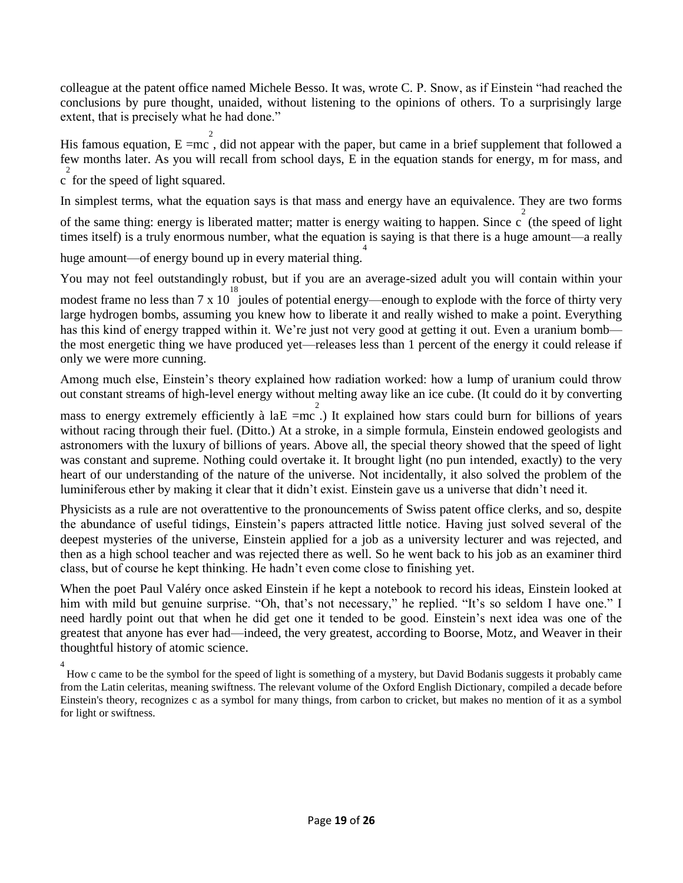colleague at the patent office named Michele Besso. It was, wrote C. P. Snow, as if Einstein "had reached the conclusions by pure thought, unaided, without listening to the opinions of others. To a surprisingly large extent, that is precisely what he had done."

His famous equation, $E = mc^2$, did not appear with the paper, but came in a brief supplement that followed a few months later. As you will recall from school days, E in the equation stands for energy, m for mass, and $c^2$ for the speed of light squared.

In simplest terms, what the equation says is that mass and energy have an equivalence. They are two forms of the same thing: energy is liberated matter; matter is energy waiting to happen. Since $c^2$ (the speed of light times itself) is a truly enormous number, what the equation is saying is that there is a huge amount—a really huge amount—of energy bound up in every material thing.[4]

You may not feel outstandingly robust, but if you are an average-sized adult you will contain within your modest frame no less than $7 \times 10^{18}$ joules of potential energy—enough to explode with the force of thirty very large hydrogen bombs, assuming you knew how to liberate it and really wished to make a point. Everything has this kind of energy trapped within it. We're just not very good at getting it out. Even a uranium bomb—the most energetic thing we have produced yet—releases less than 1 percent of the energy it could release if only we were more cunning.

Among much else, Einstein's theory explained how radiation worked: how a lump of uranium could throw out constant streams of high-level energy without melting away like an ice cube. (It could do it by converting mass to energy extremely efficiently à la $E = mc^2$.) It explained how stars could burn for billions of years without racing through their fuel. (Ditto.) At a stroke, in a simple formula, Einstein endowed geologists and astronomers with the luxury of billions of years. Above all, the special theory showed that the speed of light was constant and supreme. Nothing could overtake it. It brought light (no pun intended, exactly) to the very heart of our understanding of the nature of the universe. Not incidentally, it also solved the problem of the luminiferous ether by making it clear that it didn't exist. Einstein gave us a universe that didn't need it.

Physicists as a rule are not overattentive to the pronouncements of Swiss patent office clerks, and so, despite the abundance of useful tidings, Einstein's papers attracted little notice. Having just solved several of the deepest mysteries of the universe, Einstein applied for a job as a university lecturer and was rejected, and then as a high school teacher and was rejected there as well. So he went back to his job as an examiner third class, but of course he kept thinking. He hadn't even come close to finishing yet.

When the poet Paul Valéry once asked Einstein if he kept a notebook to record his ideas, Einstein looked at him with mild but genuine surprise. "Oh, that's not necessary," he replied. "It's so seldom I have one." I need hardly point out that when he did get one it tended to be good. Einstein's next idea was one of the greatest that anyone has ever had—indeed, the very greatest, according to Boorse, Motz, and Weaver in their thoughtful history of atomic science.

[4] How c came to be the symbol for the speed of light is something of a mystery, but David Bodanis suggests it probably came from the Latin celeritas, meaning swiftness. The relevant volume of the Oxford English Dictionary, compiled a decade before Einstein's theory, recognizes c as a symbol for many things, from carbon to cricket, but makes no mention of it as a symbol for light or swiftness.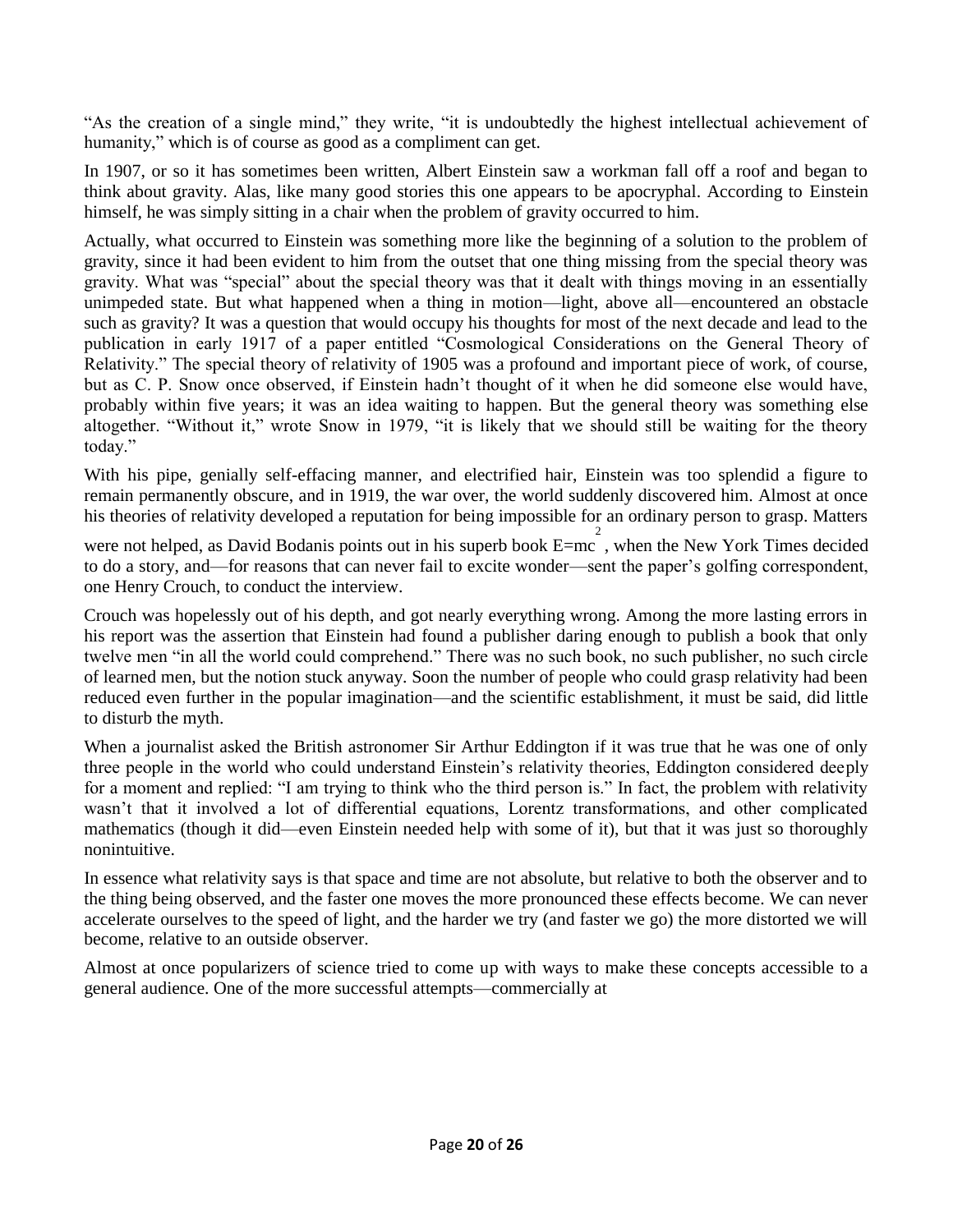"As the creation of a single mind," they write, "it is undoubtedly the highest intellectual achievement of humanity," which is of course as good as a compliment can get.

In 1907, or so it has sometimes been written, Albert Einstein saw a workman fall off a roof and began to think about gravity. Alas, like many good stories this one appears to be apocryphal. According to Einstein himself, he was simply sitting in a chair when the problem of gravity occurred to him.

Actually, what occurred to Einstein was something more like the beginning of a solution to the problem of gravity, since it had been evident to him from the outset that one thing missing from the special theory was gravity. What was "special" about the special theory was that it dealt with things moving in an essentially unimpeded state. But what happened when a thing in motion—light, above all—encountered an obstacle such as gravity? It was a question that would occupy his thoughts for most of the next decade and lead to the publication in early 1917 of a paper entitled "Cosmological Considerations on the General Theory of Relativity." The special theory of relativity of 1905 was a profound and important piece of work, of course, but as C. P. Snow once observed, if Einstein hadn't thought of it when he did someone else would have, probably within five years; it was an idea waiting to happen. But the general theory was something else altogether. "Without it," wrote Snow in 1979, "it is likely that we should still be waiting for the theory today."

With his pipe, genially self-effacing manner, and electrified hair, Einstein was too splendid a figure to remain permanently obscure, and in 1919, the war over, the world suddenly discovered him. Almost at once his theories of relativity developed a reputation for being impossible for an ordinary person to grasp. Matters were not helped, as David Bodanis points out in his superb book $E=mc^2$, when the New York Times decided to do a story, and—for reasons that can never fail to excite wonder—sent the paper's golfing correspondent, one Henry Crouch, to conduct the interview.

Crouch was hopelessly out of his depth, and got nearly everything wrong. Among the more lasting errors in his report was the assertion that Einstein had found a publisher daring enough to publish a book that only twelve men "in all the world could comprehend." There was no such book, no such publisher, no such circle of learned men, but the notion stuck anyway. Soon the number of people who could grasp relativity had been reduced even further in the popular imagination—and the scientific establishment, it must be said, did little to disturb the myth.

When a journalist asked the British astronomer Sir Arthur Eddington if it was true that he was one of only three people in the world who could understand Einstein's relativity theories, Eddington considered deeply for a moment and replied: "I am trying to think who the third person is." In fact, the problem with relativity wasn't that it involved a lot of differential equations, Lorentz transformations, and other complicated mathematics (though it did—even Einstein needed help with some of it), but that it was just so thoroughly nonintuitive.

In essence what relativity says is that space and time are not absolute, but relative to both the observer and to the thing being observed, and the faster one moves the more pronounced these effects become. We can never accelerate ourselves to the speed of light, and the harder we try (and faster we go) the more distorted we will become, relative to an outside observer.

Almost at once popularizers of science tried to come up with ways to make these concepts accessible to a general audience. One of the more successful attempts—commercially at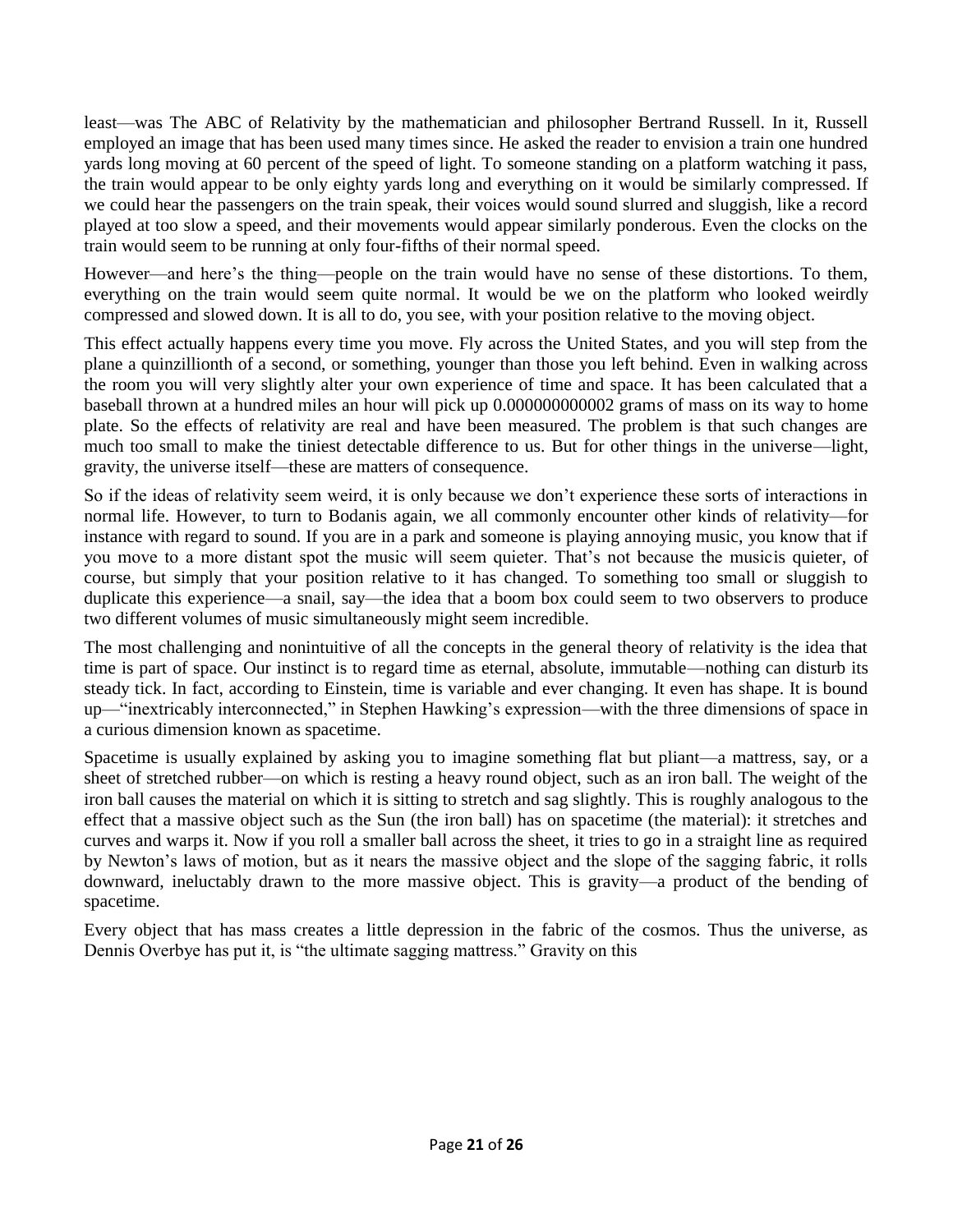least—was The ABC of Relativity by the mathematician and philosopher Bertrand Russell. In it, Russell employed an image that has been used many times since. He asked the reader to envision a train one hundred yards long moving at 60 percent of the speed of light. To someone standing on a platform watching it pass, the train would appear to be only eighty yards long and everything on it would be similarly compressed. If we could hear the passengers on the train speak, their voices would sound slurred and sluggish, like a record played at too slow a speed, and their movements would appear similarly ponderous. Even the clocks on the train would seem to be running at only four-fifths of their normal speed.

However—and here's the thing—people on the train would have no sense of these distortions. To them, everything on the train would seem quite normal. It would be we on the platform who looked weirdly compressed and slowed down. It is all to do, you see, with your position relative to the moving object.

This effect actually happens every time you move. Fly across the United States, and you will step from the plane a quinzillionth of a second, or something, younger than those you left behind. Even in walking across the room you will very slightly alter your own experience of time and space. It has been calculated that a baseball thrown at a hundred miles an hour will pick up 0.000000000002 grams of mass on its way to home plate. So the effects of relativity are real and have been measured. The problem is that such changes are much too small to make the tiniest detectable difference to us. But for other things in the universe—light, gravity, the universe itself—these are matters of consequence.

So if the ideas of relativity seem weird, it is only because we don't experience these sorts of interactions in normal life. However, to turn to Bodanis again, we all commonly encounter other kinds of relativity—for instance with regard to sound. If you are in a park and someone is playing annoying music, you know that if you move to a more distant spot the music will seem quieter. That's not because the musicis quieter, of course, but simply that your position relative to it has changed. To something too small or sluggish to duplicate this experience—a snail, say—the idea that a boom box could seem to two observers to produce two different volumes of music simultaneously might seem incredible.

The most challenging and nonintuitive of all the concepts in the general theory of relativity is the idea that time is part of space. Our instinct is to regard time as eternal, absolute, immutable—nothing can disturb its steady tick. In fact, according to Einstein, time is variable and ever changing. It even has shape. It is bound up—"inextricably interconnected," in Stephen Hawking's expression—with the three dimensions of space in a curious dimension known as spacetime.

Spacetime is usually explained by asking you to imagine something flat but pliant—a mattress, say, or a sheet of stretched rubber—on which is resting a heavy round object, such as an iron ball. The weight of the iron ball causes the material on which it is sitting to stretch and sag slightly. This is roughly analogous to the effect that a massive object such as the Sun (the iron ball) has on spacetime (the material): it stretches and curves and warps it. Now if you roll a smaller ball across the sheet, it tries to go in a straight line as required by Newton's laws of motion, but as it nears the massive object and the slope of the sagging fabric, it rolls downward, ineluctably drawn to the more massive object. This is gravity—a product of the bending of spacetime.

Every object that has mass creates a little depression in the fabric of the cosmos. Thus the universe, as Dennis Overbye has put it, is "the ultimate sagging mattress." Gravity on this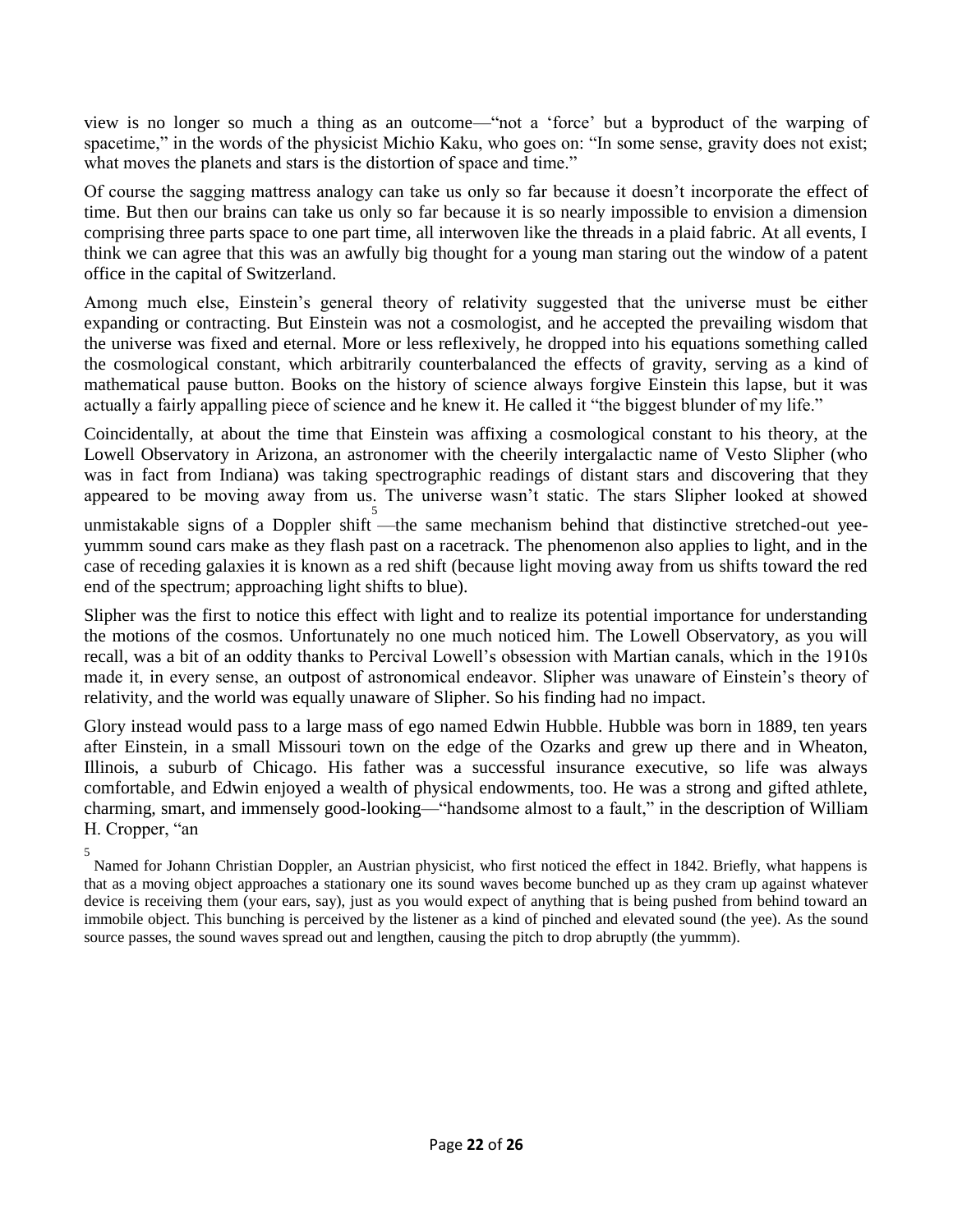view is no longer so much a thing as an outcome—"not a 'force' but a byproduct of the warping of spacetime," in the words of the physicist Michio Kaku, who goes on: "In some sense, gravity does not exist; what moves the planets and stars is the distortion of space and time."

Of course the sagging mattress analogy can take us only so far because it doesn't incorporate the effect of time. But then our brains can take us only so far because it is so nearly impossible to envision a dimension comprising three parts space to one part time, all interwoven like the threads in a plaid fabric. At all events, I think we can agree that this was an awfully big thought for a young man staring out the window of a patent office in the capital of Switzerland.

Among much else, Einstein's general theory of relativity suggested that the universe must be either expanding or contracting. But Einstein was not a cosmologist, and he accepted the prevailing wisdom that the universe was fixed and eternal. More or less reflexively, he dropped into his equations something called the cosmological constant, which arbitrarily counterbalanced the effects of gravity, serving as a kind of mathematical pause button. Books on the history of science always forgive Einstein this lapse, but it was actually a fairly appalling piece of science and he knew it. He called it "the biggest blunder of my life."

Coincidentally, at about the time that Einstein was affixing a cosmological constant to his theory, at the Lowell Observatory in Arizona, an astronomer with the cheerily intergalactic name of Vesto Slipher (who was in fact from Indiana) was taking spectrographic readings of distant stars and discovering that they appeared to be moving away from us. The universe wasn't static. The stars Slipher looked at showed unmistakable signs of a Doppler shift[5]—the same mechanism behind that distinctive stretched-out yee-yummm sound cars make as they flash past on a racetrack. The phenomenon also applies to light, and in the case of receding galaxies it is known as a red shift (because light moving away from us shifts toward the red end of the spectrum; approaching light shifts to blue).

Slipher was the first to notice this effect with light and to realize its potential importance for understanding the motions of the cosmos. Unfortunately no one much noticed him. The Lowell Observatory, as you will recall, was a bit of an oddity thanks to Percival Lowell's obsession with Martian canals, which in the 1910s made it, in every sense, an outpost of astronomical endeavor. Slipher was unaware of Einstein's theory of relativity, and the world was equally unaware of Slipher. So his finding had no impact.

Glory instead would pass to a large mass of ego named Edwin Hubble. Hubble was born in 1889, ten years after Einstein, in a small Missouri town on the edge of the Ozarks and grew up there and in Wheaton, Illinois, a suburb of Chicago. His father was a successful insurance executive, so life was always comfortable, and Edwin enjoyed a wealth of physical endowments, too. He was a strong and gifted athlete, charming, smart, and immensely good-looking—"handsome almost to a fault," in the description of William H. Cropper, "an

[5] Named for Johann Christian Doppler, an Austrian physicist, who first noticed the effect in 1842. Briefly, what happens is that as a moving object approaches a stationary one its sound waves become bunched up as they cram up against whatever device is receiving them (your ears, say), just as you would expect of anything that is being pushed from behind toward an immobile object. This bunching is perceived by the listener as a kind of pinched and elevated sound (the yee). As the sound source passes, the sound waves spread out and lengthen, causing the pitch to drop abruptly (the yummm).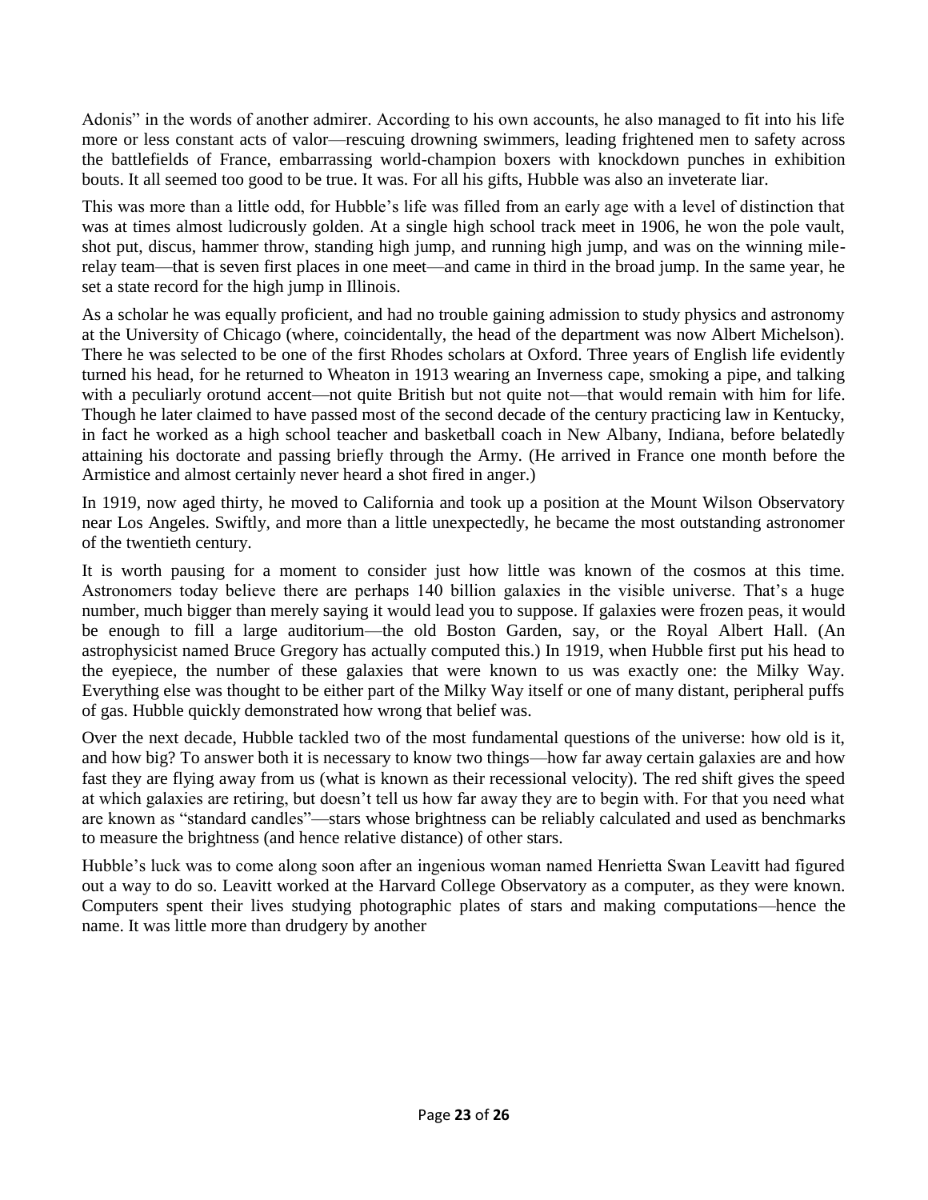Adonis" in the words of another admirer. According to his own accounts, he also managed to fit into his life more or less constant acts of valor—rescuing drowning swimmers, leading frightened men to safety across the battlefields of France, embarrassing world-champion boxers with knockdown punches in exhibition bouts. It all seemed too good to be true. It was. For all his gifts, Hubble was also an inveterate liar.

This was more than a little odd, for Hubble's life was filled from an early age with a level of distinction that was at times almost ludicrously golden. At a single high school track meet in 1906, he won the pole vault, shot put, discus, hammer throw, standing high jump, and running high jump, and was on the winning mile-relay team—that is seven first places in one meet—and came in third in the broad jump. In the same year, he set a state record for the high jump in Illinois.

As a scholar he was equally proficient, and had no trouble gaining admission to study physics and astronomy at the University of Chicago (where, coincidentally, the head of the department was now Albert Michelson). There he was selected to be one of the first Rhodes scholars at Oxford. Three years of English life evidently turned his head, for he returned to Wheaton in 1913 wearing an Inverness cape, smoking a pipe, and talking with a peculiarly orotund accent—not quite British but not quite not—that would remain with him for life. Though he later claimed to have passed most of the second decade of the century practicing law in Kentucky, in fact he worked as a high school teacher and basketball coach in New Albany, Indiana, before belatedly attaining his doctorate and passing briefly through the Army. (He arrived in France one month before the Armistice and almost certainly never heard a shot fired in anger.)

In 1919, now aged thirty, he moved to California and took up a position at the Mount Wilson Observatory near Los Angeles. Swiftly, and more than a little unexpectedly, he became the most outstanding astronomer of the twentieth century.

It is worth pausing for a moment to consider just how little was known of the cosmos at this time. Astronomers today believe there are perhaps 140 billion galaxies in the visible universe. That's a huge number, much bigger than merely saying it would lead you to suppose. If galaxies were frozen peas, it would be enough to fill a large auditorium—the old Boston Garden, say, or the Royal Albert Hall. (An astrophysicist named Bruce Gregory has actually computed this.) In 1919, when Hubble first put his head to the eyepiece, the number of these galaxies that were known to us was exactly one: the Milky Way. Everything else was thought to be either part of the Milky Way itself or one of many distant, peripheral puffs of gas. Hubble quickly demonstrated how wrong that belief was.

Over the next decade, Hubble tackled two of the most fundamental questions of the universe: how old is it, and how big? To answer both it is necessary to know two things—how far away certain galaxies are and how fast they are flying away from us (what is known as their recessional velocity). The red shift gives the speed at which galaxies are retiring, but doesn't tell us how far away they are to begin with. For that you need what are known as "standard candles"—stars whose brightness can be reliably calculated and used as benchmarks to measure the brightness (and hence relative distance) of other stars.

Hubble's luck was to come along soon after an ingenious woman named Henrietta Swan Leavitt had figured out a way to do so. Leavitt worked at the Harvard College Observatory as a computer, as they were known. Computers spent their lives studying photographic plates of stars and making computations—hence the name. It was little more than drudgery by another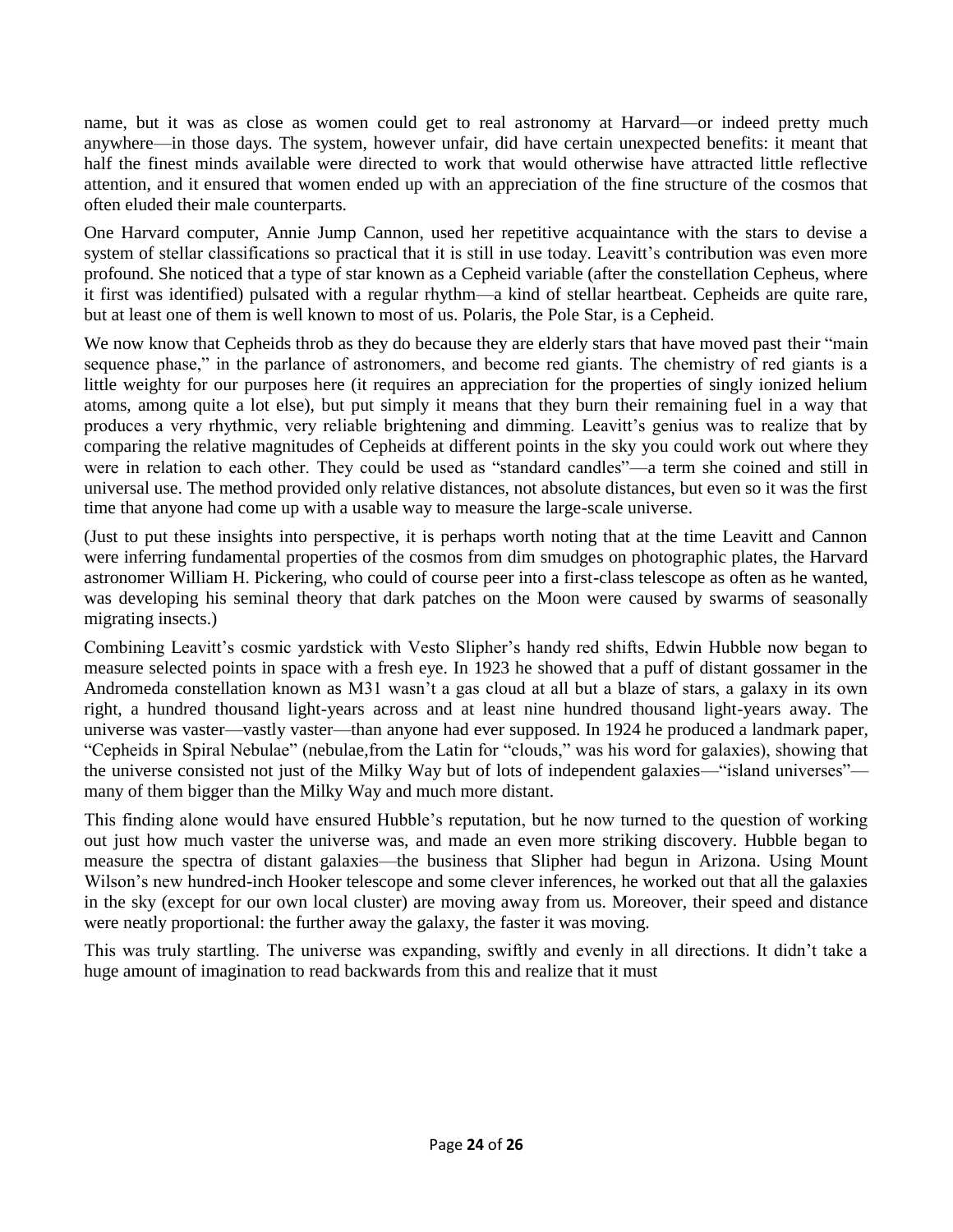name, but it was as close as women could get to real astronomy at Harvard—or indeed pretty much anywhere—in those days. The system, however unfair, did have certain unexpected benefits: it meant that half the finest minds available were directed to work that would otherwise have attracted little reflective attention, and it ensured that women ended up with an appreciation of the fine structure of the cosmos that often eluded their male counterparts.

One Harvard computer, Annie Jump Cannon, used her repetitive acquaintance with the stars to devise a system of stellar classifications so practical that it is still in use today. Leavitt's contribution was even more profound. She noticed that a type of star known as a Cepheid variable (after the constellation Cepheus, where it first was identified) pulsated with a regular rhythm—a kind of stellar heartbeat. Cepheids are quite rare, but at least one of them is well known to most of us. Polaris, the Pole Star, is a Cepheid.

We now know that Cepheids throb as they do because they are elderly stars that have moved past their "main sequence phase," in the parlance of astronomers, and become red giants. The chemistry of red giants is a little weighty for our purposes here (it requires an appreciation for the properties of singly ionized helium atoms, among quite a lot else), but put simply it means that they burn their remaining fuel in a way that produces a very rhythmic, very reliable brightening and dimming. Leavitt's genius was to realize that by comparing the relative magnitudes of Cepheids at different points in the sky you could work out where they were in relation to each other. They could be used as "standard candles"—a term she coined and still in universal use. The method provided only relative distances, not absolute distances, but even so it was the first time that anyone had come up with a usable way to measure the large-scale universe.

(Just to put these insights into perspective, it is perhaps worth noting that at the time Leavitt and Cannon were inferring fundamental properties of the cosmos from dim smudges on photographic plates, the Harvard astronomer William H. Pickering, who could of course peer into a first-class telescope as often as he wanted, was developing his seminal theory that dark patches on the Moon were caused by swarms of seasonally migrating insects.)

Combining Leavitt's cosmic yardstick with Vesto Slipher's handy red shifts, Edwin Hubble now began to measure selected points in space with a fresh eye. In 1923 he showed that a puff of distant gossamer in the Andromeda constellation known as M31 wasn't a gas cloud at all but a blaze of stars, a galaxy in its own right, a hundred thousand light-years across and at least nine hundred thousand light-years away. The universe was vaster—vastly vaster—than anyone had ever supposed. In 1924 he produced a landmark paper, "Cepheids in Spiral Nebulae" (nebulae,from the Latin for "clouds," was his word for galaxies), showing that the universe consisted not just of the Milky Way but of lots of independent galaxies—"island universes"—many of them bigger than the Milky Way and much more distant.

This finding alone would have ensured Hubble's reputation, but he now turned to the question of working out just how much vaster the universe was, and made an even more striking discovery. Hubble began to measure the spectra of distant galaxies—the business that Slipher had begun in Arizona. Using Mount Wilson's new hundred-inch Hooker telescope and some clever inferences, he worked out that all the galaxies in the sky (except for our own local cluster) are moving away from us. Moreover, their speed and distance were neatly proportional: the further away the galaxy, the faster it was moving.

This was truly startling. The universe was expanding, swiftly and evenly in all directions. It didn't take a huge amount of imagination to read backwards from this and realize that it must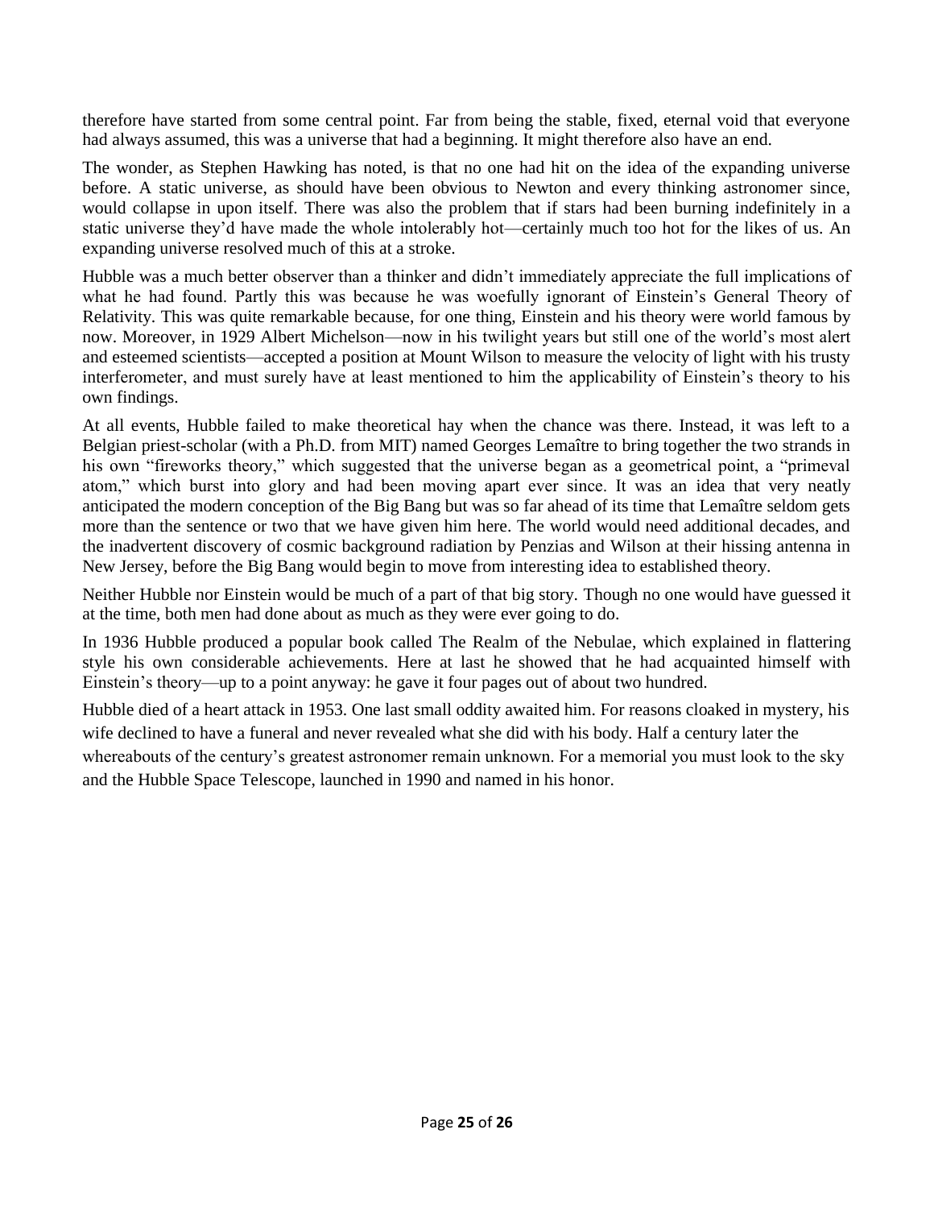therefore have started from some central point. Far from being the stable, fixed, eternal void that everyone had always assumed, this was a universe that had a beginning. It might therefore also have an end.

The wonder, as Stephen Hawking has noted, is that no one had hit on the idea of the expanding universe before. A static universe, as should have been obvious to Newton and every thinking astronomer since, would collapse in upon itself. There was also the problem that if stars had been burning indefinitely in a static universe they'd have made the whole intolerably hot—certainly much too hot for the likes of us. An expanding universe resolved much of this at a stroke.

Hubble was a much better observer than a thinker and didn't immediately appreciate the full implications of what he had found. Partly this was because he was woefully ignorant of Einstein's General Theory of Relativity. This was quite remarkable because, for one thing, Einstein and his theory were world famous by now. Moreover, in 1929 Albert Michelson—now in his twilight years but still one of the world's most alert and esteemed scientists—accepted a position at Mount Wilson to measure the velocity of light with his trusty interferometer, and must surely have at least mentioned to him the applicability of Einstein's theory to his own findings.

At all events, Hubble failed to make theoretical hay when the chance was there. Instead, it was left to a Belgian priest-scholar (with a Ph.D. from MIT) named Georges Lemaître to bring together the two strands in his own "fireworks theory," which suggested that the universe began as a geometrical point, a "primeval atom," which burst into glory and had been moving apart ever since. It was an idea that very neatly anticipated the modern conception of the Big Bang but was so far ahead of its time that Lemaître seldom gets more than the sentence or two that we have given him here. The world would need additional decades, and the inadvertent discovery of cosmic background radiation by Penzias and Wilson at their hissing antenna in New Jersey, before the Big Bang would begin to move from interesting idea to established theory.

Neither Hubble nor Einstein would be much of a part of that big story. Though no one would have guessed it at the time, both men had done about as much as they were ever going to do.

In 1936 Hubble produced a popular book called The Realm of the Nebulae, which explained in flattering style his own considerable achievements. Here at last he showed that he had acquainted himself with Einstein's theory—up to a point anyway: he gave it four pages out of about two hundred.

Hubble died of a heart attack in 1953. One last small oddity awaited him. For reasons cloaked in mystery, his wife declined to have a funeral and never revealed what she did with his body. Half a century later the whereabouts of the century's greatest astronomer remain unknown. For a memorial you must look to the sky and the Hubble Space Telescope, launched in 1990 and named in his honor.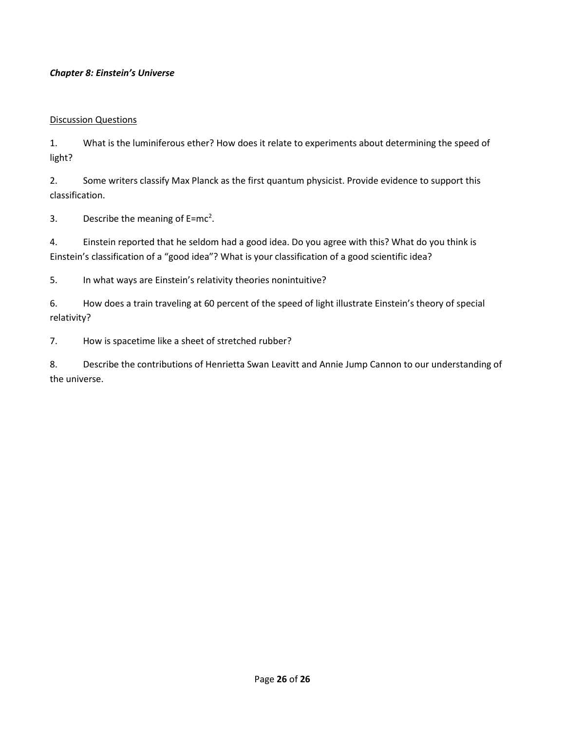***Chapter 8: Einstein's Universe***

Discussion Questions

1. What is the luminiferous ether? How does it relate to experiments about determining the speed of light?

2. Some writers classify Max Planck as the first quantum physicist. Provide evidence to support this classification.

3. Describe the meaning of $E=mc^2$.

4. Einstein reported that he seldom had a good idea. Do you agree with this? What do you think is Einstein's classification of a "good idea"? What is your classification of a good scientific idea?

5. In what ways are Einstein's relativity theories nonintuitive?

6. How does a train traveling at 60 percent of the speed of light illustrate Einstein's theory of special relativity?

7. How is spacetime like a sheet of stretched rubber?

8. Describe the contributions of Henrietta Swan Leavitt and Annie Jump Cannon to our understanding of the universe.